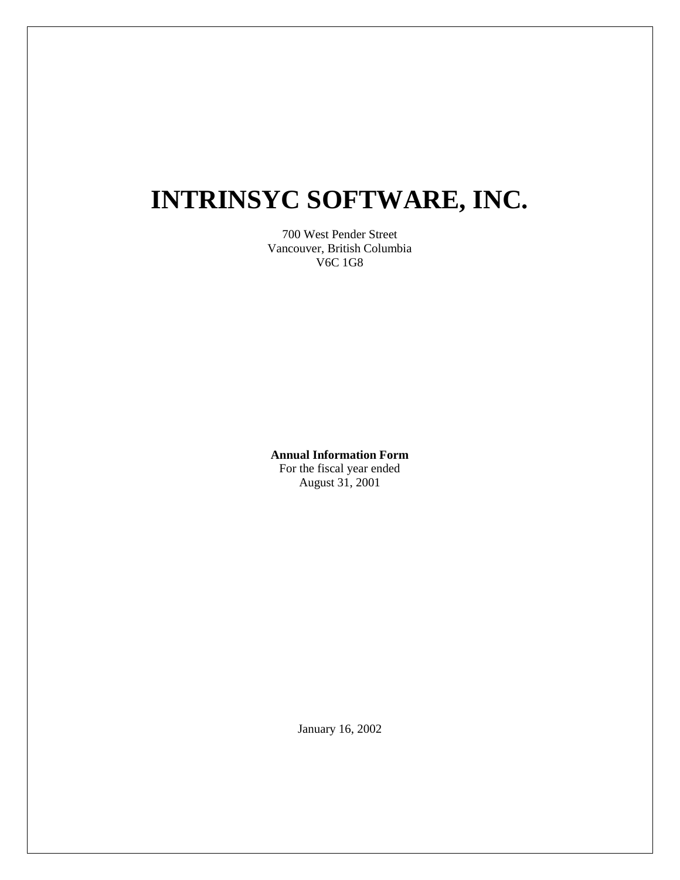# INTRINSYC SOFTWARE, INC.

700 West Pender Street
Vancouver, British Columbia
V6C 1G8

**Annual Information Form**
For the fiscal year ended
August 31, 2001

January 16, 2002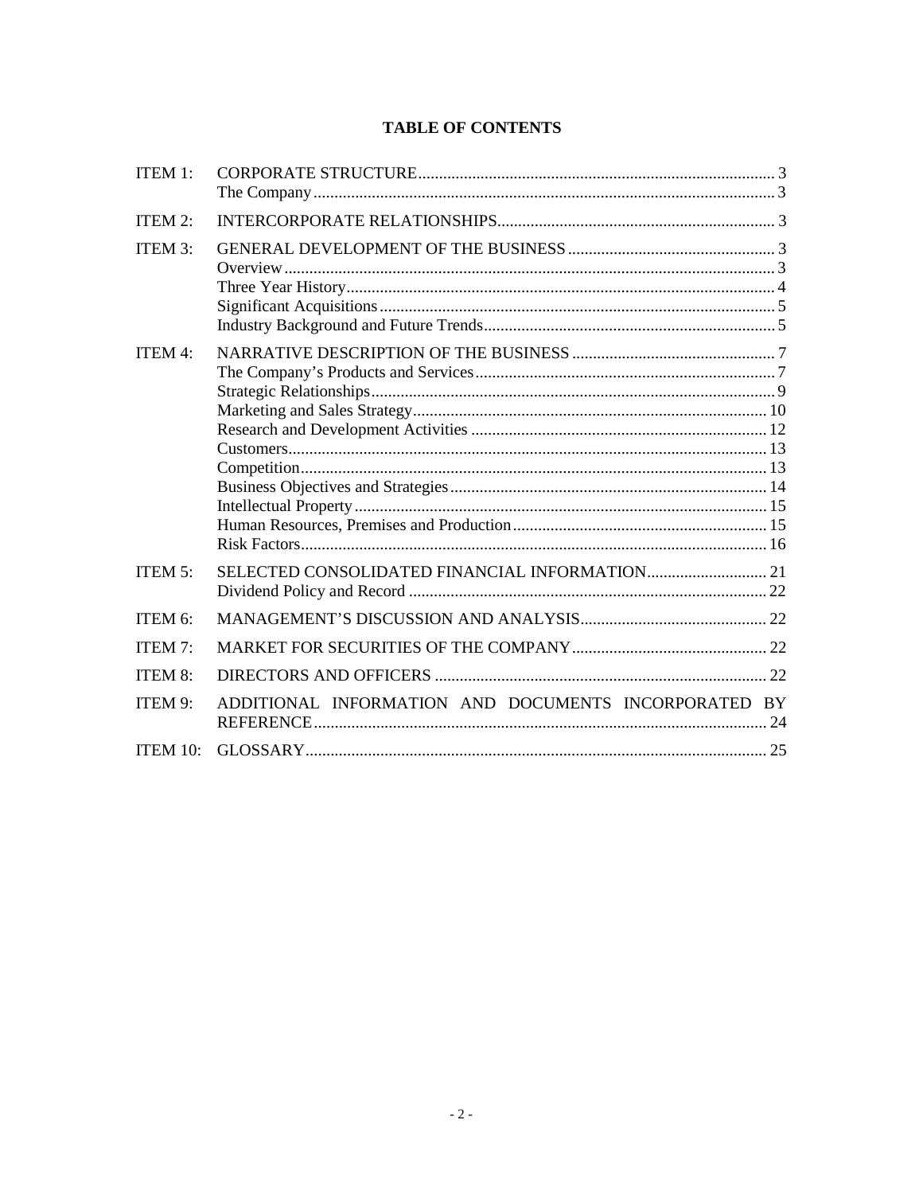# TABLE OF CONTENTS

| | | |
|---|---|---|
| ITEM 1: | CORPORATE STRUCTURE | 3 |
| | The Company | 3 |
| ITEM 2: | INTERCORPORATE RELATIONSHIPS | 3 |
| ITEM 3: | GENERAL DEVELOPMENT OF THE BUSINESS | 3 |
| | Overview | 3 |
| | Three Year History | 4 |
| | Significant Acquisitions | 5 |
| | Industry Background and Future Trends | 5 |
| ITEM 4: | NARRATIVE DESCRIPTION OF THE BUSINESS | 7 |
| | The Company's Products and Services | 7 |
| | Strategic Relationships | 9 |
| | Marketing and Sales Strategy | 10 |
| | Research and Development Activities | 12 |
| | Customers | 13 |
| | Competition | 13 |
| | Business Objectives and Strategies | 14 |
| | Intellectual Property | 15 |
| | Human Resources, Premises and Production | 15 |
| | Risk Factors | 16 |
| ITEM 5: | SELECTED CONSOLIDATED FINANCIAL INFORMATION | 21 |
| | Dividend Policy and Record | 22 |
| ITEM 6: | MANAGEMENT'S DISCUSSION AND ANALYSIS | 22 |
| ITEM 7: | MARKET FOR SECURITIES OF THE COMPANY | 22 |
| ITEM 8: | DIRECTORS AND OFFICERS | 22 |
| ITEM 9: | ADDITIONAL INFORMATION AND DOCUMENTS INCORPORATED BY REFERENCE | 24 |
| ITEM 10: | GLOSSARY | 25 |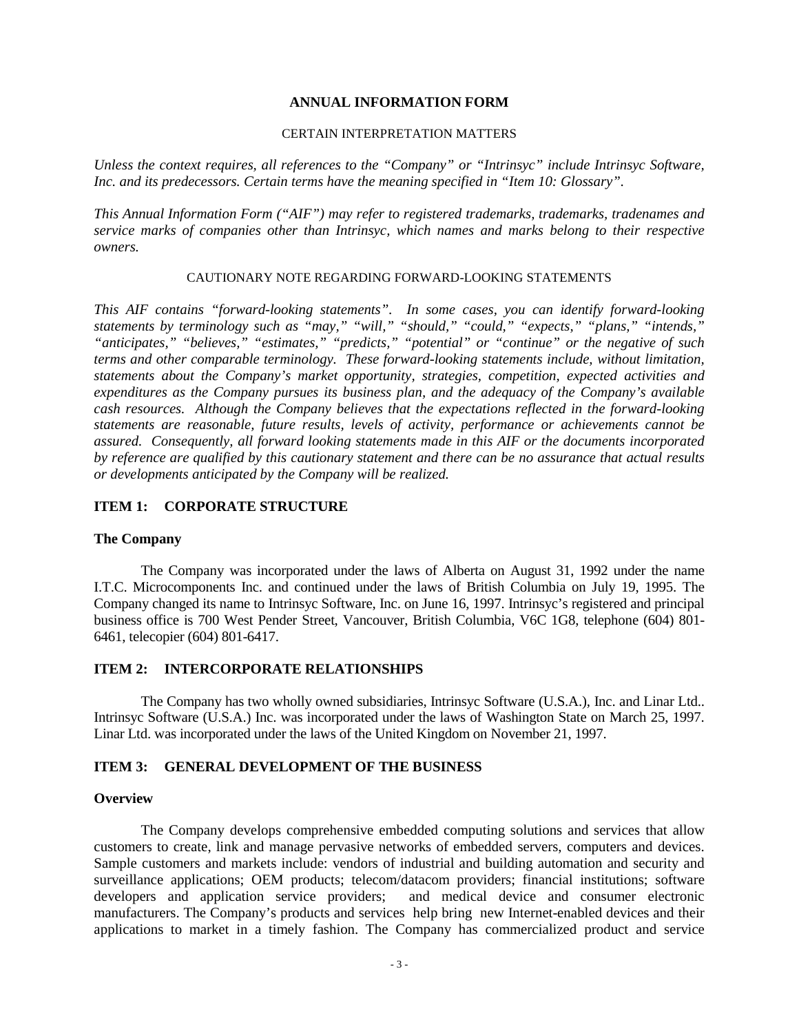# ANNUAL INFORMATION FORM

CERTAIN INTERPRETATION MATTERS

*Unless the context requires, all references to the "Company" or "Intrinsyc" include Intrinsyc Software, Inc. and its predecessors. Certain terms have the meaning specified in "Item 10: Glossary".*

*This Annual Information Form ("AIF") may refer to registered trademarks, trademarks, tradenames and service marks of companies other than Intrinsyc, which names and marks belong to their respective owners.*

CAUTIONARY NOTE REGARDING FORWARD-LOOKING STATEMENTS

*This AIF contains "forward-looking statements". In some cases, you can identify forward-looking statements by terminology such as "may," "will," "should," "could," "expects," "plans," "intends," "anticipates," "believes," "estimates," "predicts," "potential" or "continue" or the negative of such terms and other comparable terminology. These forward-looking statements include, without limitation, statements about the Company's market opportunity, strategies, competition, expected activities and expenditures as the Company pursues its business plan, and the adequacy of the Company's available cash resources. Although the Company believes that the expectations reflected in the forward-looking statements are reasonable, future results, levels of activity, performance or achievements cannot be assured. Consequently, all forward looking statements made in this AIF or the documents incorporated by reference are qualified by this cautionary statement and there can be no assurance that actual results or developments anticipated by the Company will be realized.*

## ITEM 1: CORPORATE STRUCTURE

### The Company

The Company was incorporated under the laws of Alberta on August 31, 1992 under the name I.T.C. Microcomponents Inc. and continued under the laws of British Columbia on July 19, 1995. The Company changed its name to Intrinsyc Software, Inc. on June 16, 1997. Intrinsyc's registered and principal business office is 700 West Pender Street, Vancouver, British Columbia, V6C 1G8, telephone (604) 801-6461, telecopier (604) 801-6417.

## ITEM 2: INTERCORPORATE RELATIONSHIPS

The Company has two wholly owned subsidiaries, Intrinsyc Software (U.S.A.), Inc. and Linar Ltd.. Intrinsyc Software (U.S.A.) Inc. was incorporated under the laws of Washington State on March 25, 1997. Linar Ltd. was incorporated under the laws of the United Kingdom on November 21, 1997.

## ITEM 3: GENERAL DEVELOPMENT OF THE BUSINESS

### Overview

The Company develops comprehensive embedded computing solutions and services that allow customers to create, link and manage pervasive networks of embedded servers, computers and devices. Sample customers and markets include: vendors of industrial and building automation and security and surveillance applications; OEM products; telecom/datacom providers; financial institutions; software developers and application service providers; and medical device and consumer electronic manufacturers. The Company's products and services help bring new Internet-enabled devices and their applications to market in a timely fashion. The Company has commercialized product and service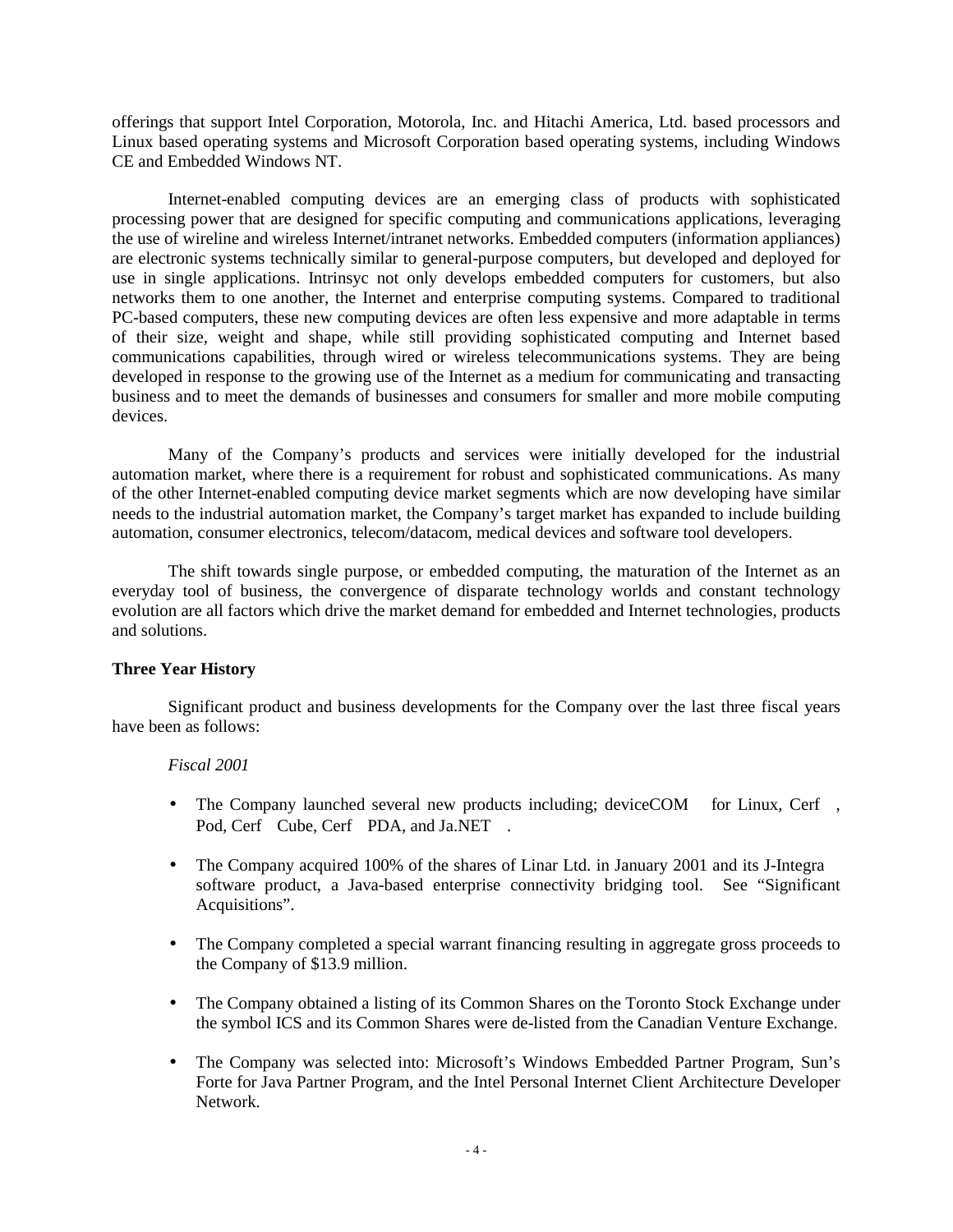offerings that support Intel Corporation, Motorola, Inc. and Hitachi America, Ltd. based processors and Linux based operating systems and Microsoft Corporation based operating systems, including Windows CE and Embedded Windows NT.

Internet-enabled computing devices are an emerging class of products with sophisticated processing power that are designed for specific computing and communications applications, leveraging the use of wireline and wireless Internet/intranet networks. Embedded computers (information appliances) are electronic systems technically similar to general-purpose computers, but developed and deployed for use in single applications. Intrinsyc not only develops embedded computers for customers, but also networks them to one another, the Internet and enterprise computing systems. Compared to traditional PC-based computers, these new computing devices are often less expensive and more adaptable in terms of their size, weight and shape, while still providing sophisticated computing and Internet based communications capabilities, through wired or wireless telecommunications systems. They are being developed in response to the growing use of the Internet as a medium for communicating and transacting business and to meet the demands of businesses and consumers for smaller and more mobile computing devices.

Many of the Company's products and services were initially developed for the industrial automation market, where there is a requirement for robust and sophisticated communications. As many of the other Internet-enabled computing device market segments which are now developing have similar needs to the industrial automation market, the Company's target market has expanded to include building automation, consumer electronics, telecom/datacom, medical devices and software tool developers.

The shift towards single purpose, or embedded computing, the maturation of the Internet as an everyday tool of business, the convergence of disparate technology worlds and constant technology evolution are all factors which drive the market demand for embedded and Internet technologies, products and solutions.

**Three Year History**

Significant product and business developments for the Company over the last three fiscal years have been as follows:

*Fiscal 2001*

- The Company launched several new products including; deviceCOM for Linux, Cerf, Pod, Cerf Cube, Cerf PDA, and Ja.NET.
- The Company acquired 100% of the shares of Linar Ltd. in January 2001 and its J-Integra software product, a Java-based enterprise connectivity bridging tool. See "Significant Acquisitions".
- The Company completed a special warrant financing resulting in aggregate gross proceeds to the Company of $13.9 million.
- The Company obtained a listing of its Common Shares on the Toronto Stock Exchange under the symbol ICS and its Common Shares were de-listed from the Canadian Venture Exchange.
- The Company was selected into: Microsoft's Windows Embedded Partner Program, Sun's Forte for Java Partner Program, and the Intel Personal Internet Client Architecture Developer Network.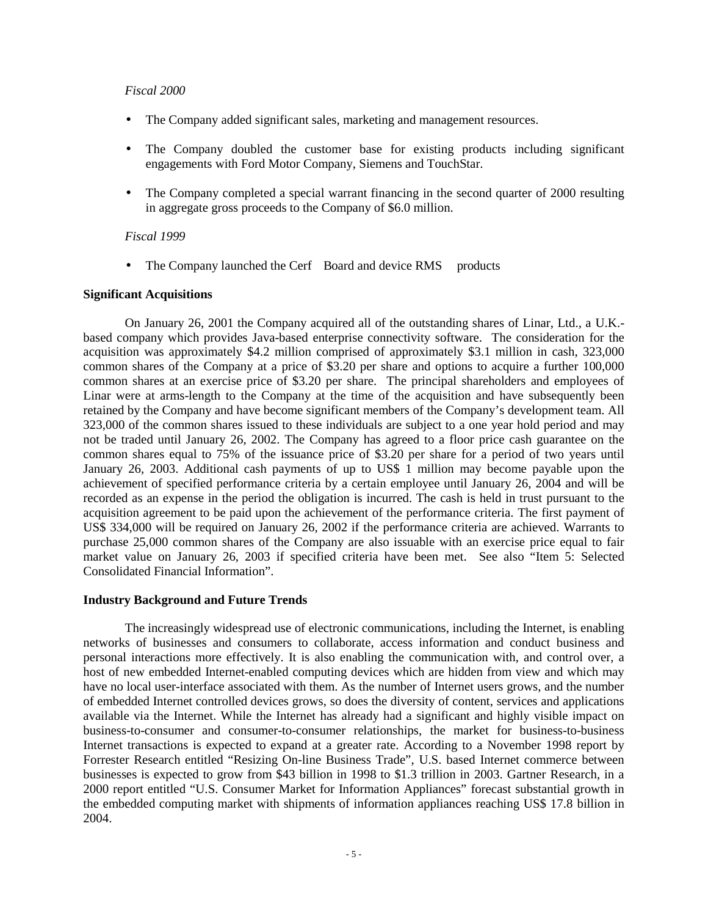*Fiscal 2000*

- The Company added significant sales, marketing and management resources.
- The Company doubled the customer base for existing products including significant engagements with Ford Motor Company, Siemens and TouchStar.
- The Company completed a special warrant financing in the second quarter of 2000 resulting in aggregate gross proceeds to the Company of $6.0 million.

*Fiscal 1999*

- The Company launched the Cerf Board and device RMS products

**Significant Acquisitions**

On January 26, 2001 the Company acquired all of the outstanding shares of Linar, Ltd., a U.K.-based company which provides Java-based enterprise connectivity software. The consideration for the acquisition was approximately $4.2 million comprised of approximately $3.1 million in cash, 323,000 common shares of the Company at a price of $3.20 per share and options to acquire a further 100,000 common shares at an exercise price of $3.20 per share. The principal shareholders and employees of Linar were at arms-length to the Company at the time of the acquisition and have subsequently been retained by the Company and have become significant members of the Company's development team. All 323,000 of the common shares issued to these individuals are subject to a one year hold period and may not be traded until January 26, 2002. The Company has agreed to a floor price cash guarantee on the common shares equal to 75% of the issuance price of $3.20 per share for a period of two years until January 26, 2003. Additional cash payments of up to US$ 1 million may become payable upon the achievement of specified performance criteria by a certain employee until January 26, 2004 and will be recorded as an expense in the period the obligation is incurred. The cash is held in trust pursuant to the acquisition agreement to be paid upon the achievement of the performance criteria. The first payment of US$ 334,000 will be required on January 26, 2002 if the performance criteria are achieved. Warrants to purchase 25,000 common shares of the Company are also issuable with an exercise price equal to fair market value on January 26, 2003 if specified criteria have been met. See also "Item 5: Selected Consolidated Financial Information".

**Industry Background and Future Trends**

The increasingly widespread use of electronic communications, including the Internet, is enabling networks of businesses and consumers to collaborate, access information and conduct business and personal interactions more effectively. It is also enabling the communication with, and control over, a host of new embedded Internet-enabled computing devices which are hidden from view and which may have no local user-interface associated with them. As the number of Internet users grows, and the number of embedded Internet controlled devices grows, so does the diversity of content, services and applications available via the Internet. While the Internet has already had a significant and highly visible impact on business-to-consumer and consumer-to-consumer relationships, the market for business-to-business Internet transactions is expected to expand at a greater rate. According to a November 1998 report by Forrester Research entitled "Resizing On-line Business Trade", U.S. based Internet commerce between businesses is expected to grow from $43 billion in 1998 to $1.3 trillion in 2003. Gartner Research, in a 2000 report entitled "U.S. Consumer Market for Information Appliances" forecast substantial growth in the embedded computing market with shipments of information appliances reaching US$ 17.8 billion in 2004.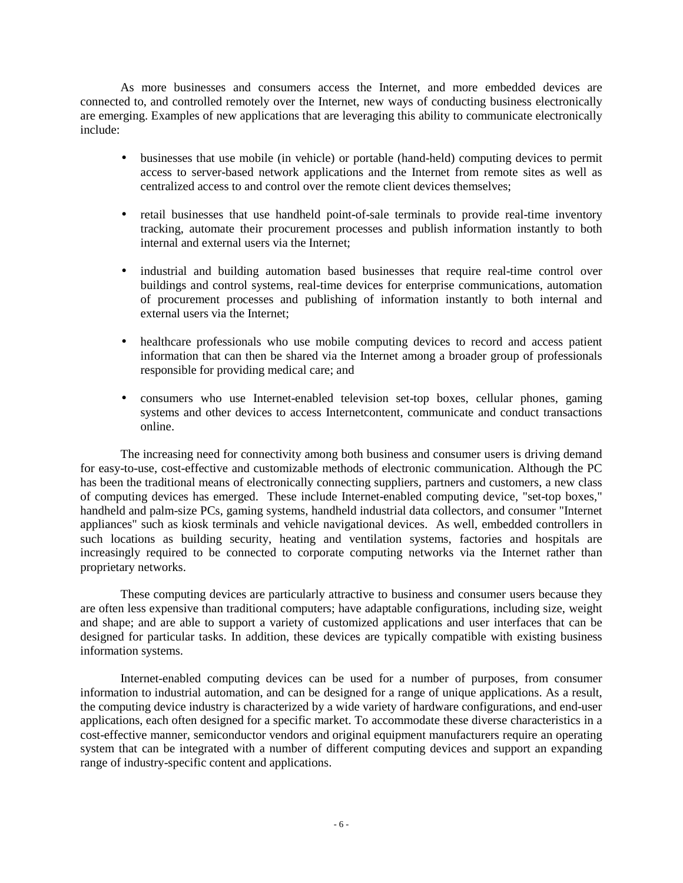As more businesses and consumers access the Internet, and more embedded devices are connected to, and controlled remotely over the Internet, new ways of conducting business electronically are emerging. Examples of new applications that are leveraging this ability to communicate electronically include:

- businesses that use mobile (in vehicle) or portable (hand-held) computing devices to permit access to server-based network applications and the Internet from remote sites as well as centralized access to and control over the remote client devices themselves;

- retail businesses that use handheld point-of-sale terminals to provide real-time inventory tracking, automate their procurement processes and publish information instantly to both internal and external users via the Internet;

- industrial and building automation based businesses that require real-time control over buildings and control systems, real-time devices for enterprise communications, automation of procurement processes and publishing of information instantly to both internal and external users via the Internet;

- healthcare professionals who use mobile computing devices to record and access patient information that can then be shared via the Internet among a broader group of professionals responsible for providing medical care; and

- consumers who use Internet-enabled television set-top boxes, cellular phones, gaming systems and other devices to access Internetcontent, communicate and conduct transactions online.

The increasing need for connectivity among both business and consumer users is driving demand for easy-to-use, cost-effective and customizable methods of electronic communication. Although the PC has been the traditional means of electronically connecting suppliers, partners and customers, a new class of computing devices has emerged. These include Internet-enabled computing device, "set-top boxes," handheld and palm-size PCs, gaming systems, handheld industrial data collectors, and consumer "Internet appliances" such as kiosk terminals and vehicle navigational devices. As well, embedded controllers in such locations as building security, heating and ventilation systems, factories and hospitals are increasingly required to be connected to corporate computing networks via the Internet rather than proprietary networks.

These computing devices are particularly attractive to business and consumer users because they are often less expensive than traditional computers; have adaptable configurations, including size, weight and shape; and are able to support a variety of customized applications and user interfaces that can be designed for particular tasks. In addition, these devices are typically compatible with existing business information systems.

Internet-enabled computing devices can be used for a number of purposes, from consumer information to industrial automation, and can be designed for a range of unique applications. As a result, the computing device industry is characterized by a wide variety of hardware configurations, and end-user applications, each often designed for a specific market. To accommodate these diverse characteristics in a cost-effective manner, semiconductor vendors and original equipment manufacturers require an operating system that can be integrated with a number of different computing devices and support an expanding range of industry-specific content and applications.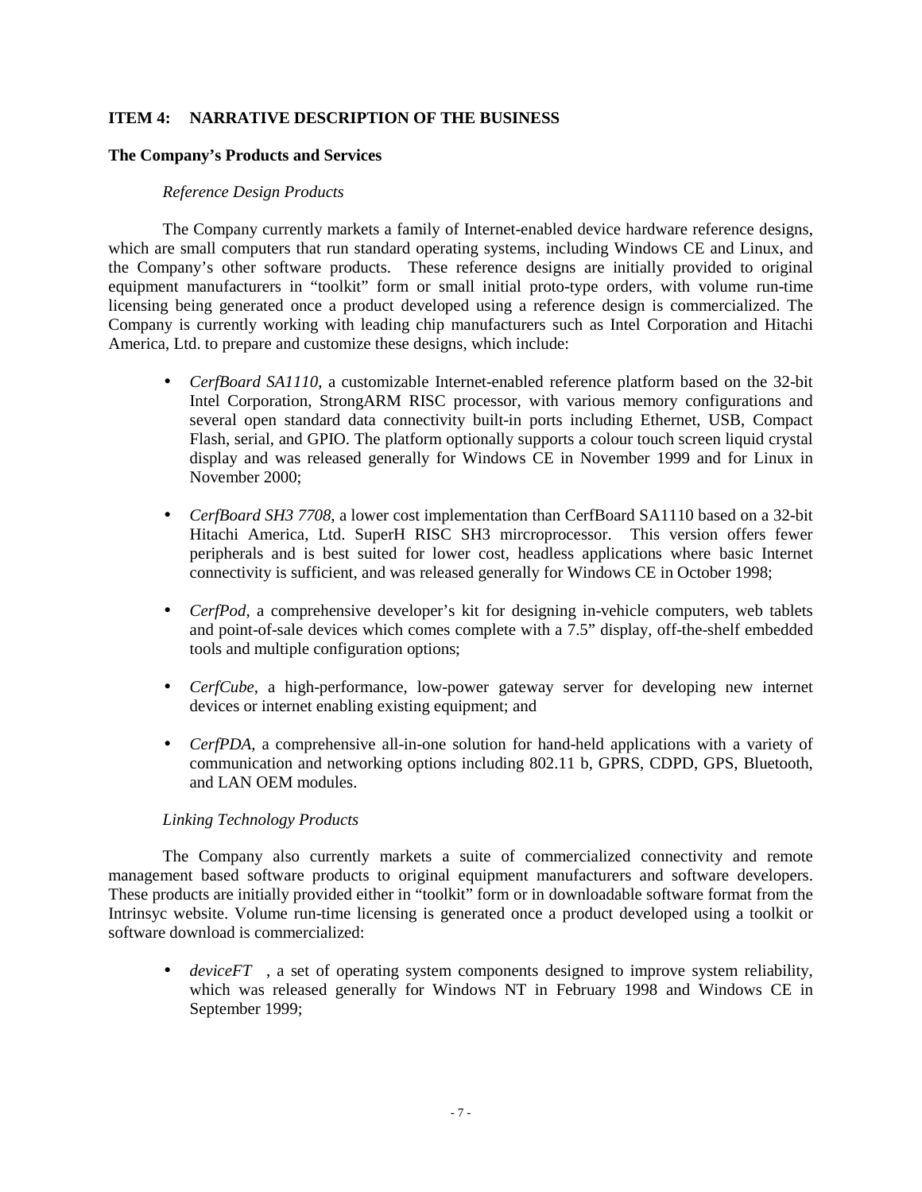**ITEM 4: NARRATIVE DESCRIPTION OF THE BUSINESS**

**The Company's Products and Services**

*Reference Design Products*

The Company currently markets a family of Internet-enabled device hardware reference designs, which are small computers that run standard operating systems, including Windows CE and Linux, and the Company's other software products. These reference designs are initially provided to original equipment manufacturers in "toolkit" form or small initial proto-type orders, with volume run-time licensing being generated once a product developed using a reference design is commercialized. The Company is currently working with leading chip manufacturers such as Intel Corporation and Hitachi America, Ltd. to prepare and customize these designs, which include:

- *CerfBoard SA1110*, a customizable Internet-enabled reference platform based on the 32-bit Intel Corporation, StrongARM RISC processor, with various memory configurations and several open standard data connectivity built-in ports including Ethernet, USB, Compact Flash, serial, and GPIO. The platform optionally supports a colour touch screen liquid crystal display and was released generally for Windows CE in November 1999 and for Linux in November 2000;

- *CerfBoard SH3 7708*, a lower cost implementation than CerfBoard SA1110 based on a 32-bit Hitachi America, Ltd. SuperH RISC SH3 mircroprocessor. This version offers fewer peripherals and is best suited for lower cost, headless applications where basic Internet connectivity is sufficient, and was released generally for Windows CE in October 1998;

- *CerfPod*, a comprehensive developer's kit for designing in-vehicle computers, web tablets and point-of-sale devices which comes complete with a 7.5" display, off-the-shelf embedded tools and multiple configuration options;

- *CerfCube*, a high-performance, low-power gateway server for developing new internet devices or internet enabling existing equipment; and

- *CerfPDA*, a comprehensive all-in-one solution for hand-held applications with a variety of communication and networking options including 802.11 b, GPRS, CDPD, GPS, Bluetooth, and LAN OEM modules.

*Linking Technology Products*

The Company also currently markets a suite of commercialized connectivity and remote management based software products to original equipment manufacturers and software developers. These products are initially provided either in "toolkit" form or in downloadable software format from the Intrinsyc website. Volume run-time licensing is generated once a product developed using a toolkit or software download is commercialized:

- *deviceFT*, a set of operating system components designed to improve system reliability, which was released generally for Windows NT in February 1998 and Windows CE in September 1999;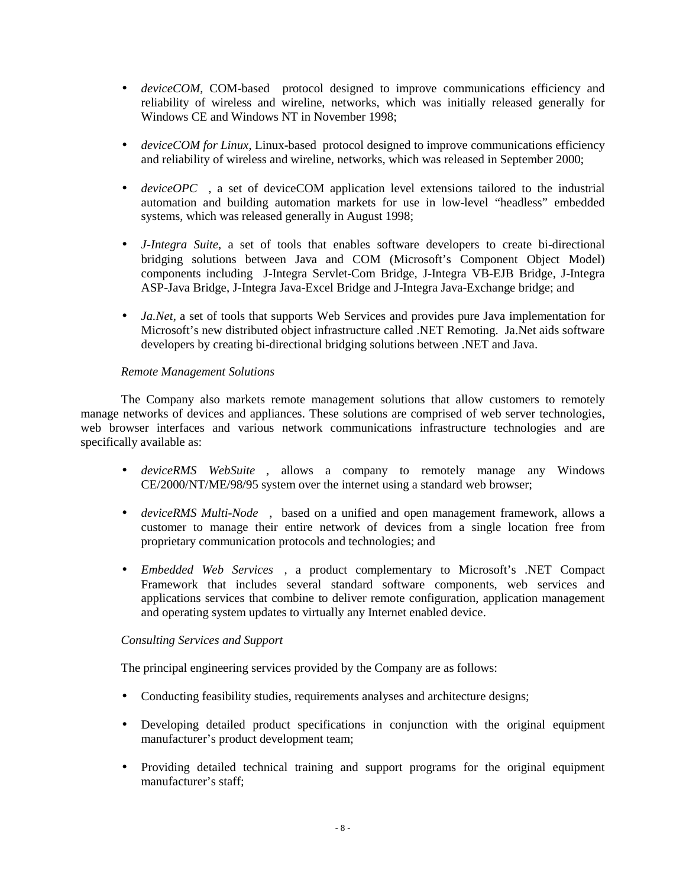- *deviceCOM*, COM-based protocol designed to improve communications efficiency and reliability of wireless and wireline, networks, which was initially released generally for Windows CE and Windows NT in November 1998;

- *deviceCOM for Linux*, Linux-based protocol designed to improve communications efficiency and reliability of wireless and wireline, networks, which was released in September 2000;

- *deviceOPC* , a set of deviceCOM application level extensions tailored to the industrial automation and building automation markets for use in low-level "headless" embedded systems, which was released generally in August 1998;

- *J-Integra Suite*, a set of tools that enables software developers to create bi-directional bridging solutions between Java and COM (Microsoft's Component Object Model) components including J-Integra Servlet-Com Bridge, J-Integra VB-EJB Bridge, J-Integra ASP-Java Bridge, J-Integra Java-Excel Bridge and J-Integra Java-Exchange bridge; and

- *Ja.Net*, a set of tools that supports Web Services and provides pure Java implementation for Microsoft's new distributed object infrastructure called .NET Remoting. Ja.Net aids software developers by creating bi-directional bridging solutions between .NET and Java.

*Remote Management Solutions*

The Company also markets remote management solutions that allow customers to remotely manage networks of devices and appliances. These solutions are comprised of web server technologies, web browser interfaces and various network communications infrastructure technologies and are specifically available as:

- *deviceRMS WebSuite* , allows a company to remotely manage any Windows CE/2000/NT/ME/98/95 system over the internet using a standard web browser;

- *deviceRMS Multi-Node* , based on a unified and open management framework, allows a customer to manage their entire network of devices from a single location free from proprietary communication protocols and technologies; and

- *Embedded Web Services* , a product complementary to Microsoft's .NET Compact Framework that includes several standard software components, web services and applications services that combine to deliver remote configuration, application management and operating system updates to virtually any Internet enabled device.

*Consulting Services and Support*

The principal engineering services provided by the Company are as follows:

- Conducting feasibility studies, requirements analyses and architecture designs;

- Developing detailed product specifications in conjunction with the original equipment manufacturer's product development team;

- Providing detailed technical training and support programs for the original equipment manufacturer's staff;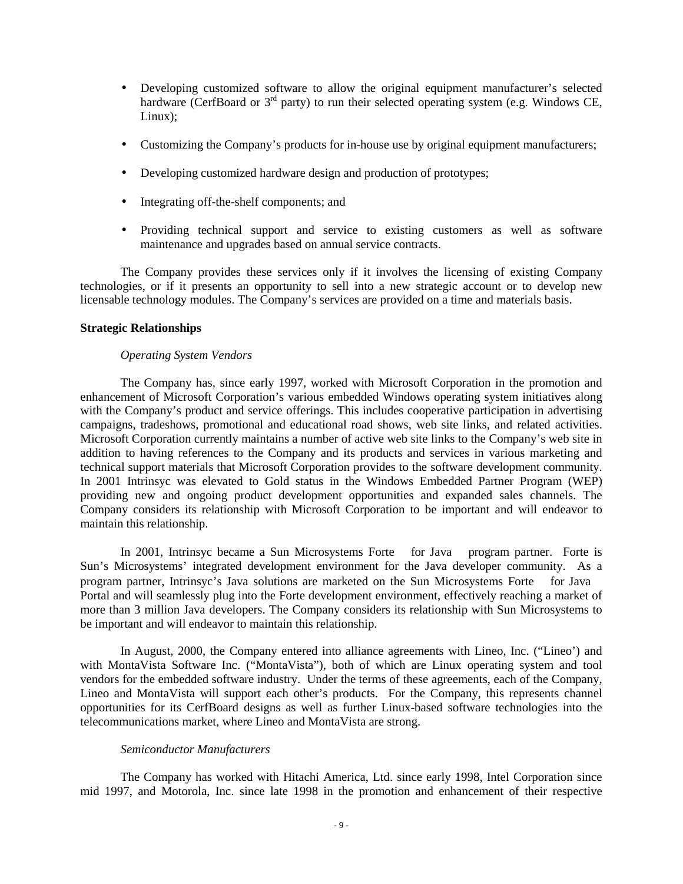- Developing customized software to allow the original equipment manufacturer's selected hardware (CerfBoard or 3rd party) to run their selected operating system (e.g. Windows CE, Linux);
- Customizing the Company's products for in-house use by original equipment manufacturers;
- Developing customized hardware design and production of prototypes;
- Integrating off-the-shelf components; and
- Providing technical support and service to existing customers as well as software maintenance and upgrades based on annual service contracts.

The Company provides these services only if it involves the licensing of existing Company technologies, or if it presents an opportunity to sell into a new strategic account or to develop new licensable technology modules. The Company's services are provided on a time and materials basis.

**Strategic Relationships**

*Operating System Vendors*

The Company has, since early 1997, worked with Microsoft Corporation in the promotion and enhancement of Microsoft Corporation's various embedded Windows operating system initiatives along with the Company's product and service offerings. This includes cooperative participation in advertising campaigns, tradeshows, promotional and educational road shows, web site links, and related activities. Microsoft Corporation currently maintains a number of active web site links to the Company's web site in addition to having references to the Company and its products and services in various marketing and technical support materials that Microsoft Corporation provides to the software development community. In 2001 Intrinsyc was elevated to Gold status in the Windows Embedded Partner Program (WEP) providing new and ongoing product development opportunities and expanded sales channels. The Company considers its relationship with Microsoft Corporation to be important and will endeavor to maintain this relationship.

In 2001, Intrinsyc became a Sun Microsystems Forte for Java program partner. Forte is Sun's Microsystems' integrated development environment for the Java developer community. As a program partner, Intrinsyc's Java solutions are marketed on the Sun Microsystems Forte for Java Portal and will seamlessly plug into the Forte development environment, effectively reaching a market of more than 3 million Java developers. The Company considers its relationship with Sun Microsystems to be important and will endeavor to maintain this relationship.

In August, 2000, the Company entered into alliance agreements with Lineo, Inc. ("Lineo') and with MontaVista Software Inc. ("MontaVista"), both of which are Linux operating system and tool vendors for the embedded software industry. Under the terms of these agreements, each of the Company, Lineo and MontaVista will support each other's products. For the Company, this represents channel opportunities for its CerfBoard designs as well as further Linux-based software technologies into the telecommunications market, where Lineo and MontaVista are strong.

*Semiconductor Manufacturers*

The Company has worked with Hitachi America, Ltd. since early 1998, Intel Corporation since mid 1997, and Motorola, Inc. since late 1998 in the promotion and enhancement of their respective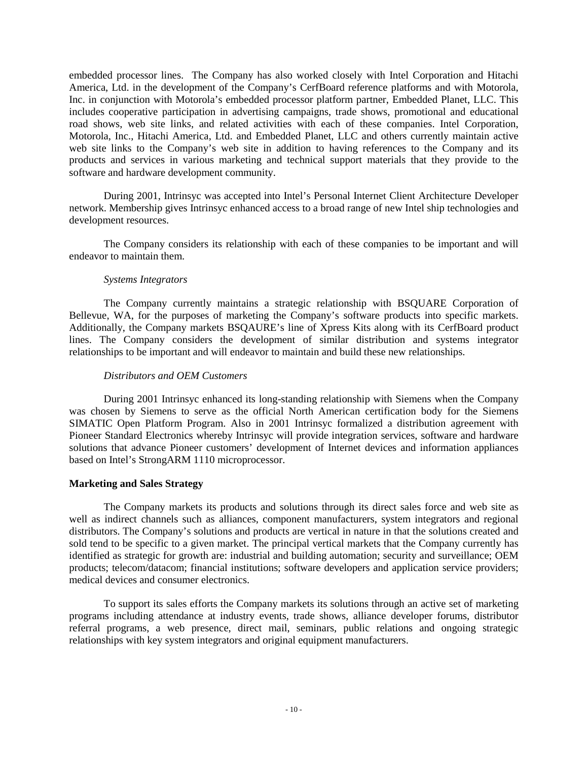embedded processor lines. The Company has also worked closely with Intel Corporation and Hitachi America, Ltd. in the development of the Company's CerfBoard reference platforms and with Motorola, Inc. in conjunction with Motorola's embedded processor platform partner, Embedded Planet, LLC. This includes cooperative participation in advertising campaigns, trade shows, promotional and educational road shows, web site links, and related activities with each of these companies. Intel Corporation, Motorola, Inc., Hitachi America, Ltd. and Embedded Planet, LLC and others currently maintain active web site links to the Company's web site in addition to having references to the Company and its products and services in various marketing and technical support materials that they provide to the software and hardware development community.

During 2001, Intrinsyc was accepted into Intel's Personal Internet Client Architecture Developer network. Membership gives Intrinsyc enhanced access to a broad range of new Intel ship technologies and development resources.

The Company considers its relationship with each of these companies to be important and will endeavor to maintain them.

*Systems Integrators*

The Company currently maintains a strategic relationship with BSQUARE Corporation of Bellevue, WA, for the purposes of marketing the Company's software products into specific markets. Additionally, the Company markets BSQAURE's line of Xpress Kits along with its CerfBoard product lines. The Company considers the development of similar distribution and systems integrator relationships to be important and will endeavor to maintain and build these new relationships.

*Distributors and OEM Customers*

During 2001 Intrinsyc enhanced its long-standing relationship with Siemens when the Company was chosen by Siemens to serve as the official North American certification body for the Siemens SIMATIC Open Platform Program. Also in 2001 Intrinsyc formalized a distribution agreement with Pioneer Standard Electronics whereby Intrinsyc will provide integration services, software and hardware solutions that advance Pioneer customers' development of Internet devices and information appliances based on Intel's StrongARM 1110 microprocessor.

**Marketing and Sales Strategy**

The Company markets its products and solutions through its direct sales force and web site as well as indirect channels such as alliances, component manufacturers, system integrators and regional distributors. The Company's solutions and products are vertical in nature in that the solutions created and sold tend to be specific to a given market. The principal vertical markets that the Company currently has identified as strategic for growth are: industrial and building automation; security and surveillance; OEM products; telecom/datacom; financial institutions; software developers and application service providers; medical devices and consumer electronics.

To support its sales efforts the Company markets its solutions through an active set of marketing programs including attendance at industry events, trade shows, alliance developer forums, distributor referral programs, a web presence, direct mail, seminars, public relations and ongoing strategic relationships with key system integrators and original equipment manufacturers.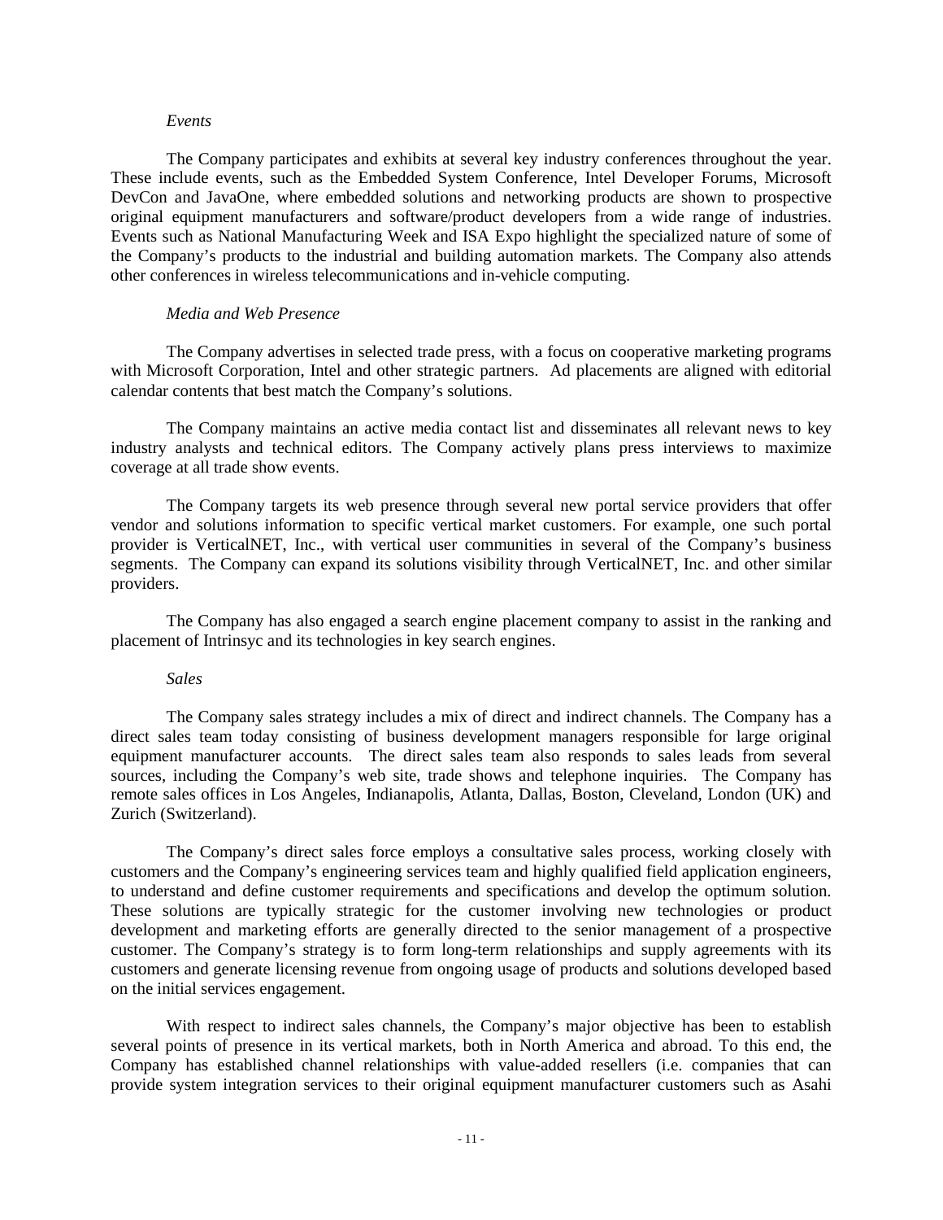*Events*

The Company participates and exhibits at several key industry conferences throughout the year. These include events, such as the Embedded System Conference, Intel Developer Forums, Microsoft DevCon and JavaOne, where embedded solutions and networking products are shown to prospective original equipment manufacturers and software/product developers from a wide range of industries. Events such as National Manufacturing Week and ISA Expo highlight the specialized nature of some of the Company's products to the industrial and building automation markets. The Company also attends other conferences in wireless telecommunications and in-vehicle computing.

*Media and Web Presence*

The Company advertises in selected trade press, with a focus on cooperative marketing programs with Microsoft Corporation, Intel and other strategic partners. Ad placements are aligned with editorial calendar contents that best match the Company's solutions.

The Company maintains an active media contact list and disseminates all relevant news to key industry analysts and technical editors. The Company actively plans press interviews to maximize coverage at all trade show events.

The Company targets its web presence through several new portal service providers that offer vendor and solutions information to specific vertical market customers. For example, one such portal provider is VerticalNET, Inc., with vertical user communities in several of the Company's business segments. The Company can expand its solutions visibility through VerticalNET, Inc. and other similar providers.

The Company has also engaged a search engine placement company to assist in the ranking and placement of Intrinsyc and its technologies in key search engines.

*Sales*

The Company sales strategy includes a mix of direct and indirect channels. The Company has a direct sales team today consisting of business development managers responsible for large original equipment manufacturer accounts. The direct sales team also responds to sales leads from several sources, including the Company's web site, trade shows and telephone inquiries. The Company has remote sales offices in Los Angeles, Indianapolis, Atlanta, Dallas, Boston, Cleveland, London (UK) and Zurich (Switzerland).

The Company's direct sales force employs a consultative sales process, working closely with customers and the Company's engineering services team and highly qualified field application engineers, to understand and define customer requirements and specifications and develop the optimum solution. These solutions are typically strategic for the customer involving new technologies or product development and marketing efforts are generally directed to the senior management of a prospective customer. The Company's strategy is to form long-term relationships and supply agreements with its customers and generate licensing revenue from ongoing usage of products and solutions developed based on the initial services engagement.

With respect to indirect sales channels, the Company's major objective has been to establish several points of presence in its vertical markets, both in North America and abroad. To this end, the Company has established channel relationships with value-added resellers (i.e. companies that can provide system integration services to their original equipment manufacturer customers such as Asahi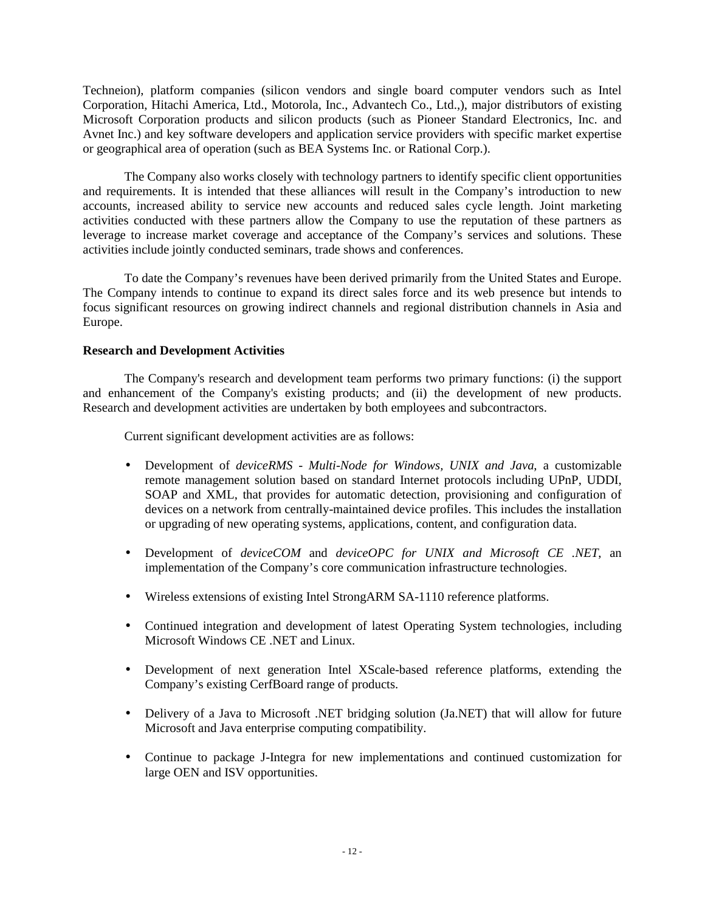Techneion), platform companies (silicon vendors and single board computer vendors such as Intel Corporation, Hitachi America, Ltd., Motorola, Inc., Advantech Co., Ltd.,), major distributors of existing Microsoft Corporation products and silicon products (such as Pioneer Standard Electronics, Inc. and Avnet Inc.) and key software developers and application service providers with specific market expertise or geographical area of operation (such as BEA Systems Inc. or Rational Corp.).

The Company also works closely with technology partners to identify specific client opportunities and requirements. It is intended that these alliances will result in the Company's introduction to new accounts, increased ability to service new accounts and reduced sales cycle length. Joint marketing activities conducted with these partners allow the Company to use the reputation of these partners as leverage to increase market coverage and acceptance of the Company's services and solutions. These activities include jointly conducted seminars, trade shows and conferences.

To date the Company's revenues have been derived primarily from the United States and Europe. The Company intends to continue to expand its direct sales force and its web presence but intends to focus significant resources on growing indirect channels and regional distribution channels in Asia and Europe.

**Research and Development Activities**

The Company's research and development team performs two primary functions: (i) the support and enhancement of the Company's existing products; and (ii) the development of new products. Research and development activities are undertaken by both employees and subcontractors.

Current significant development activities are as follows:

- Development of *deviceRMS - Multi-Node for Windows, UNIX and Java*, a customizable remote management solution based on standard Internet protocols including UPnP, UDDI, SOAP and XML, that provides for automatic detection, provisioning and configuration of devices on a network from centrally-maintained device profiles. This includes the installation or upgrading of new operating systems, applications, content, and configuration data.
- Development of *deviceCOM* and *deviceOPC for UNIX and Microsoft CE .NET*, an implementation of the Company's core communication infrastructure technologies.
- Wireless extensions of existing Intel StrongARM SA-1110 reference platforms.
- Continued integration and development of latest Operating System technologies, including Microsoft Windows CE .NET and Linux.
- Development of next generation Intel XScale-based reference platforms, extending the Company's existing CerfBoard range of products.
- Delivery of a Java to Microsoft .NET bridging solution (Ja.NET) that will allow for future Microsoft and Java enterprise computing compatibility.
- Continue to package J-Integra for new implementations and continued customization for large OEN and ISV opportunities.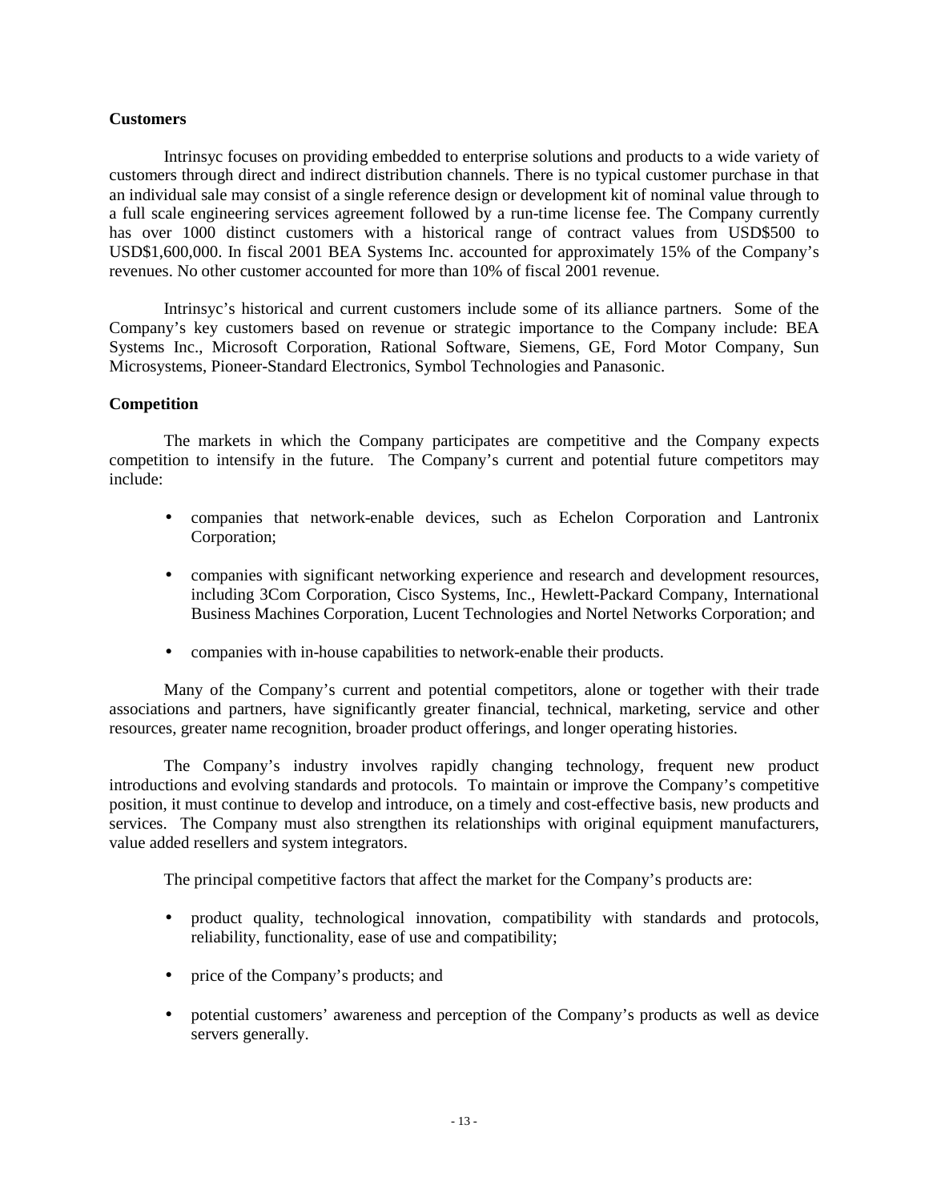**Customers**

Intrinsyc focuses on providing embedded to enterprise solutions and products to a wide variety of customers through direct and indirect distribution channels. There is no typical customer purchase in that an individual sale may consist of a single reference design or development kit of nominal value through to a full scale engineering services agreement followed by a run-time license fee. The Company currently has over 1000 distinct customers with a historical range of contract values from USD$500 to USD$1,600,000. In fiscal 2001 BEA Systems Inc. accounted for approximately 15% of the Company's revenues. No other customer accounted for more than 10% of fiscal 2001 revenue.

Intrinsyc's historical and current customers include some of its alliance partners. Some of the Company's key customers based on revenue or strategic importance to the Company include: BEA Systems Inc., Microsoft Corporation, Rational Software, Siemens, GE, Ford Motor Company, Sun Microsystems, Pioneer-Standard Electronics, Symbol Technologies and Panasonic.

**Competition**

The markets in which the Company participates are competitive and the Company expects competition to intensify in the future. The Company's current and potential future competitors may include:

- companies that network-enable devices, such as Echelon Corporation and Lantronix Corporation;
- companies with significant networking experience and research and development resources, including 3Com Corporation, Cisco Systems, Inc., Hewlett-Packard Company, International Business Machines Corporation, Lucent Technologies and Nortel Networks Corporation; and
- companies with in-house capabilities to network-enable their products.

Many of the Company's current and potential competitors, alone or together with their trade associations and partners, have significantly greater financial, technical, marketing, service and other resources, greater name recognition, broader product offerings, and longer operating histories.

The Company's industry involves rapidly changing technology, frequent new product introductions and evolving standards and protocols. To maintain or improve the Company's competitive position, it must continue to develop and introduce, on a timely and cost-effective basis, new products and services. The Company must also strengthen its relationships with original equipment manufacturers, value added resellers and system integrators.

The principal competitive factors that affect the market for the Company's products are:

- product quality, technological innovation, compatibility with standards and protocols, reliability, functionality, ease of use and compatibility;
- price of the Company's products; and
- potential customers' awareness and perception of the Company's products as well as device servers generally.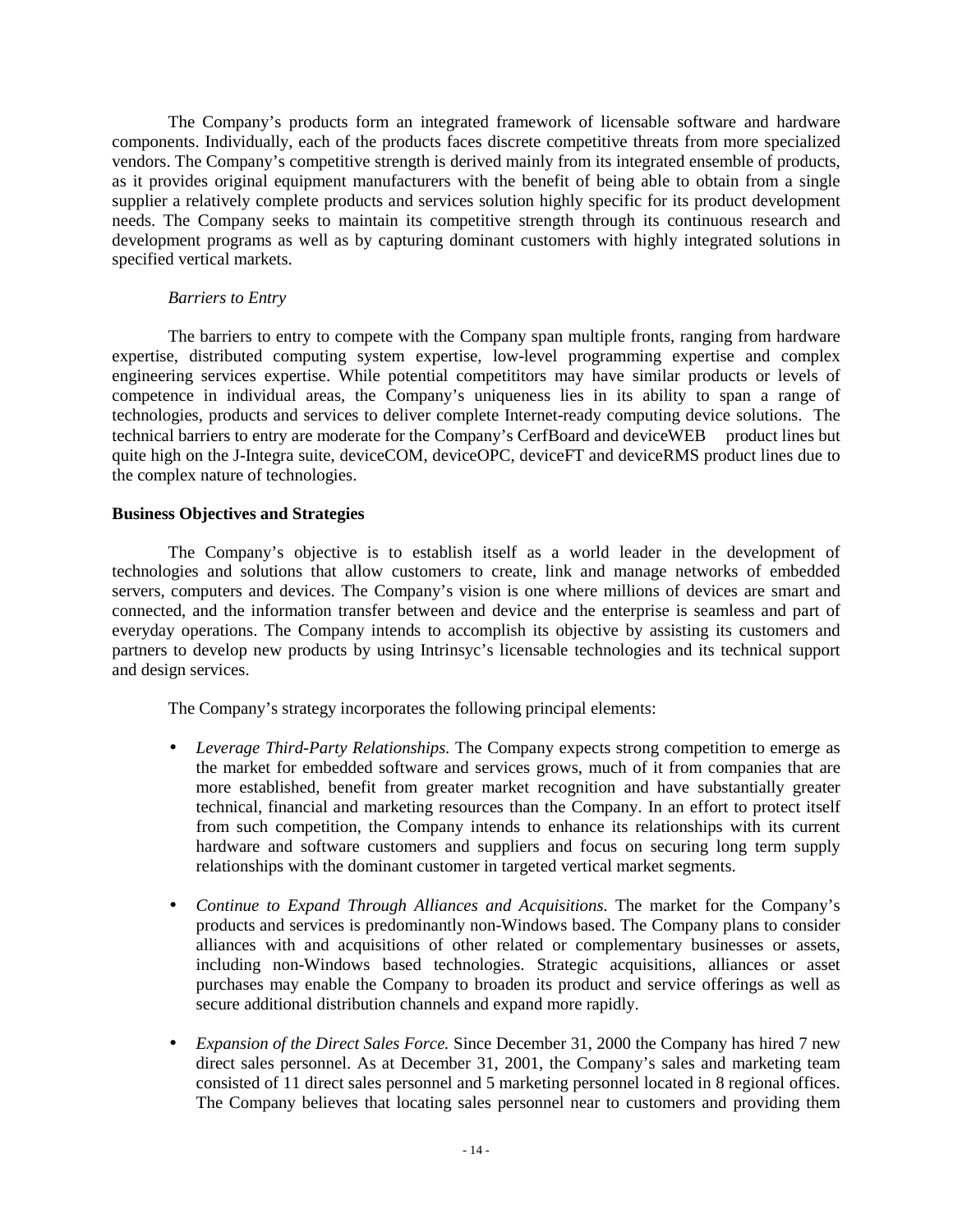The Company's products form an integrated framework of licensable software and hardware components. Individually, each of the products faces discrete competitive threats from more specialized vendors. The Company's competitive strength is derived mainly from its integrated ensemble of products, as it provides original equipment manufacturers with the benefit of being able to obtain from a single supplier a relatively complete products and services solution highly specific for its product development needs. The Company seeks to maintain its competitive strength through its continuous research and development programs as well as by capturing dominant customers with highly integrated solutions in specified vertical markets.

*Barriers to Entry*

The barriers to entry to compete with the Company span multiple fronts, ranging from hardware expertise, distributed computing system expertise, low-level programming expertise and complex engineering services expertise. While potential compettitors may have similar products or levels of competence in individual areas, the Company's uniqueness lies in its ability to span a range of technologies, products and services to deliver complete Internet-ready computing device solutions. The technical barriers to entry are moderate for the Company's CerfBoard and deviceWEB product lines but quite high on the J-Integra suite, deviceCOM, deviceOPC, deviceFT and deviceRMS product lines due to the complex nature of technologies.

**Business Objectives and Strategies**

The Company's objective is to establish itself as a world leader in the development of technologies and solutions that allow customers to create, link and manage networks of embedded servers, computers and devices. The Company's vision is one where millions of devices are smart and connected, and the information transfer between and device and the enterprise is seamless and part of everyday operations. The Company intends to accomplish its objective by assisting its customers and partners to develop new products by using Intrinsyc's licensable technologies and its technical support and design services.

The Company's strategy incorporates the following principal elements:

- *Leverage Third-Party Relationships.* The Company expects strong competition to emerge as the market for embedded software and services grows, much of it from companies that are more established, benefit from greater market recognition and have substantially greater technical, financial and marketing resources than the Company. In an effort to protect itself from such competition, the Company intends to enhance its relationships with its current hardware and software customers and suppliers and focus on securing long term supply relationships with the dominant customer in targeted vertical market segments.

- *Continue to Expand Through Alliances and Acquisitions.* The market for the Company's products and services is predominantly non-Windows based. The Company plans to consider alliances with and acquisitions of other related or complementary businesses or assets, including non-Windows based technologies. Strategic acquisitions, alliances or asset purchases may enable the Company to broaden its product and service offerings as well as secure additional distribution channels and expand more rapidly.

- *Expansion of the Direct Sales Force.* Since December 31, 2000 the Company has hired 7 new direct sales personnel. As at December 31, 2001, the Company's sales and marketing team consisted of 11 direct sales personnel and 5 marketing personnel located in 8 regional offices. The Company believes that locating sales personnel near to customers and providing them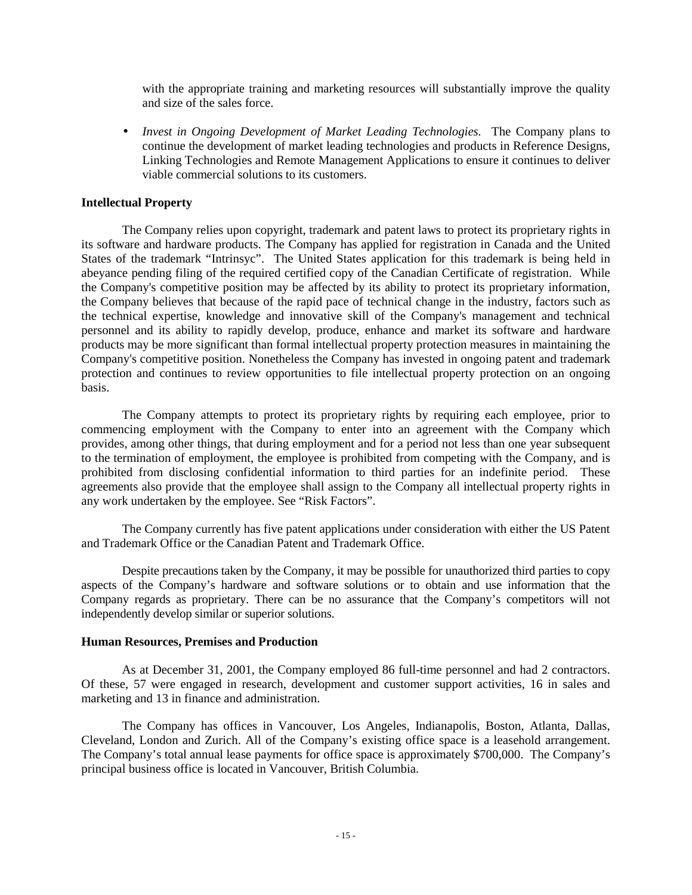with the appropriate training and marketing resources will substantially improve the quality and size of the sales force.

- *Invest in Ongoing Development of Market Leading Technologies.* The Company plans to continue the development of market leading technologies and products in Reference Designs, Linking Technologies and Remote Management Applications to ensure it continues to deliver viable commercial solutions to its customers.

**Intellectual Property**

The Company relies upon copyright, trademark and patent laws to protect its proprietary rights in its software and hardware products. The Company has applied for registration in Canada and the United States of the trademark "Intrinsyc". The United States application for this trademark is being held in abeyance pending filing of the required certified copy of the Canadian Certificate of registration. While the Company's competitive position may be affected by its ability to protect its proprietary information, the Company believes that because of the rapid pace of technical change in the industry, factors such as the technical expertise, knowledge and innovative skill of the Company's management and technical personnel and its ability to rapidly develop, produce, enhance and market its software and hardware products may be more significant than formal intellectual property protection measures in maintaining the Company's competitive position. Nonetheless the Company has invested in ongoing patent and trademark protection and continues to review opportunities to file intellectual property protection on an ongoing basis.

The Company attempts to protect its proprietary rights by requiring each employee, prior to commencing employment with the Company to enter into an agreement with the Company which provides, among other things, that during employment and for a period not less than one year subsequent to the termination of employment, the employee is prohibited from competing with the Company, and is prohibited from disclosing confidential information to third parties for an indefinite period. These agreements also provide that the employee shall assign to the Company all intellectual property rights in any work undertaken by the employee. See "Risk Factors".

The Company currently has five patent applications under consideration with either the US Patent and Trademark Office or the Canadian Patent and Trademark Office.

Despite precautions taken by the Company, it may be possible for unauthorized third parties to copy aspects of the Company's hardware and software solutions or to obtain and use information that the Company regards as proprietary. There can be no assurance that the Company's competitors will not independently develop similar or superior solutions.

**Human Resources, Premises and Production**

As at December 31, 2001, the Company employed 86 full-time personnel and had 2 contractors. Of these, 57 were engaged in research, development and customer support activities, 16 in sales and marketing and 13 in finance and administration.

The Company has offices in Vancouver, Los Angeles, Indianapolis, Boston, Atlanta, Dallas, Cleveland, London and Zurich. All of the Company's existing office space is a leasehold arrangement. The Company's total annual lease payments for office space is approximately $700,000. The Company's principal business office is located in Vancouver, British Columbia.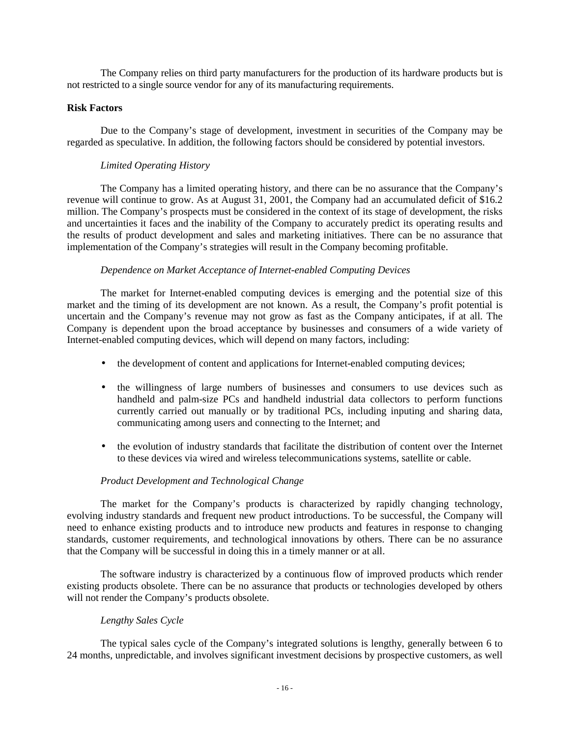The Company relies on third party manufacturers for the production of its hardware products but is not restricted to a single source vendor for any of its manufacturing requirements.

**Risk Factors**

Due to the Company's stage of development, investment in securities of the Company may be regarded as speculative. In addition, the following factors should be considered by potential investors.

*Limited Operating History*

The Company has a limited operating history, and there can be no assurance that the Company's revenue will continue to grow. As at August 31, 2001, the Company had an accumulated deficit of $16.2 million. The Company's prospects must be considered in the context of its stage of development, the risks and uncertainties it faces and the inability of the Company to accurately predict its operating results and the results of product development and sales and marketing initiatives. There can be no assurance that implementation of the Company's strategies will result in the Company becoming profitable.

*Dependence on Market Acceptance of Internet-enabled Computing Devices*

The market for Internet-enabled computing devices is emerging and the potential size of this market and the timing of its development are not known. As a result, the Company's profit potential is uncertain and the Company's revenue may not grow as fast as the Company anticipates, if at all. The Company is dependent upon the broad acceptance by businesses and consumers of a wide variety of Internet-enabled computing devices, which will depend on many factors, including:

- the development of content and applications for Internet-enabled computing devices;
- the willingness of large numbers of businesses and consumers to use devices such as handheld and palm-size PCs and handheld industrial data collectors to perform functions currently carried out manually or by traditional PCs, including inputing and sharing data, communicating among users and connecting to the Internet; and
- the evolution of industry standards that facilitate the distribution of content over the Internet to these devices via wired and wireless telecommunications systems, satellite or cable.

*Product Development and Technological Change*

The market for the Company's products is characterized by rapidly changing technology, evolving industry standards and frequent new product introductions. To be successful, the Company will need to enhance existing products and to introduce new products and features in response to changing standards, customer requirements, and technological innovations by others. There can be no assurance that the Company will be successful in doing this in a timely manner or at all.

The software industry is characterized by a continuous flow of improved products which render existing products obsolete. There can be no assurance that products or technologies developed by others will not render the Company's products obsolete.

*Lengthy Sales Cycle*

The typical sales cycle of the Company's integrated solutions is lengthy, generally between 6 to 24 months, unpredictable, and involves significant investment decisions by prospective customers, as well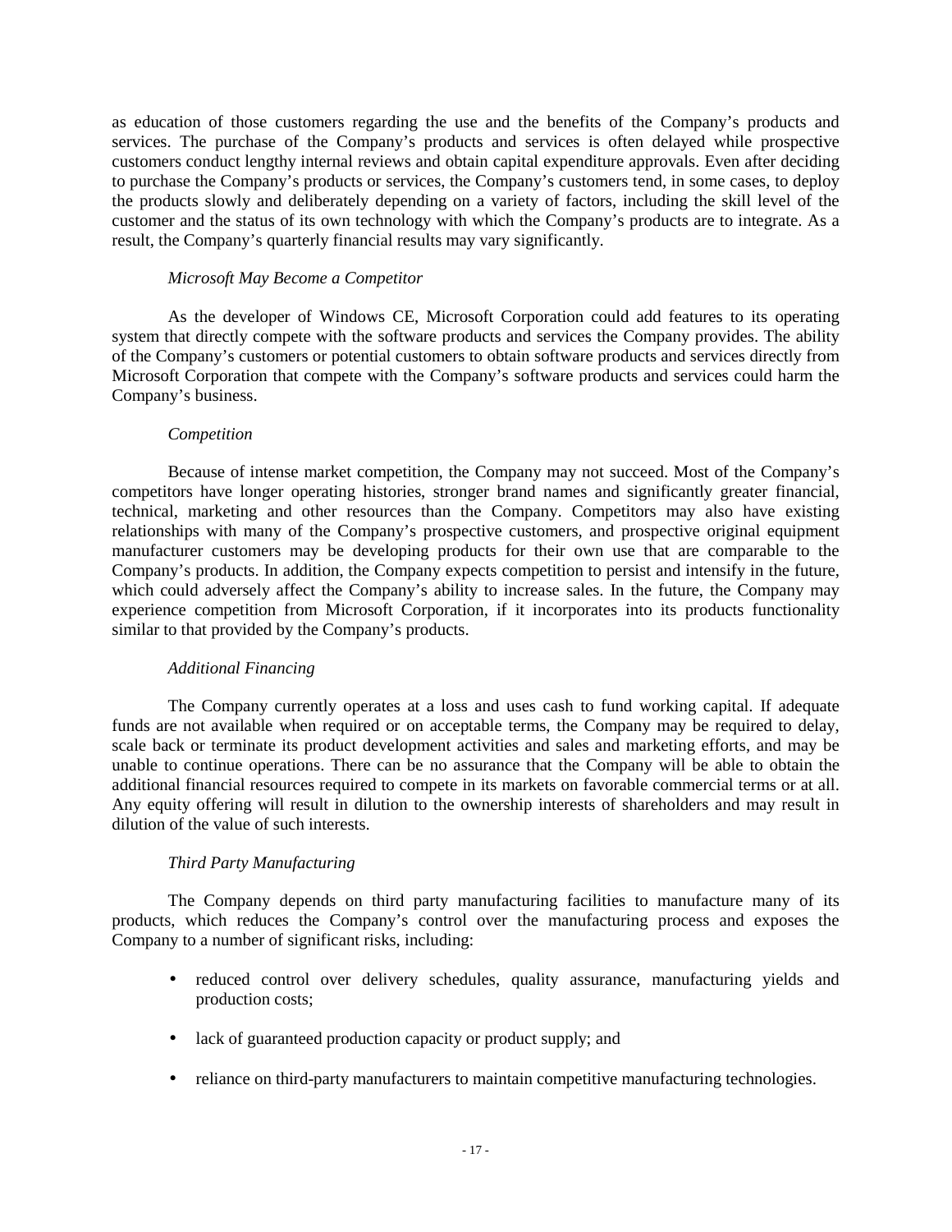as education of those customers regarding the use and the benefits of the Company's products and services. The purchase of the Company's products and services is often delayed while prospective customers conduct lengthy internal reviews and obtain capital expenditure approvals. Even after deciding to purchase the Company's products or services, the Company's customers tend, in some cases, to deploy the products slowly and deliberately depending on a variety of factors, including the skill level of the customer and the status of its own technology with which the Company's products are to integrate. As a result, the Company's quarterly financial results may vary significantly.

*Microsoft May Become a Competitor*

As the developer of Windows CE, Microsoft Corporation could add features to its operating system that directly compete with the software products and services the Company provides. The ability of the Company's customers or potential customers to obtain software products and services directly from Microsoft Corporation that compete with the Company's software products and services could harm the Company's business.

*Competition*

Because of intense market competition, the Company may not succeed. Most of the Company's competitors have longer operating histories, stronger brand names and significantly greater financial, technical, marketing and other resources than the Company. Competitors may also have existing relationships with many of the Company's prospective customers, and prospective original equipment manufacturer customers may be developing products for their own use that are comparable to the Company's products. In addition, the Company expects competition to persist and intensify in the future, which could adversely affect the Company's ability to increase sales. In the future, the Company may experience competition from Microsoft Corporation, if it incorporates into its products functionality similar to that provided by the Company's products.

*Additional Financing*

The Company currently operates at a loss and uses cash to fund working capital. If adequate funds are not available when required or on acceptable terms, the Company may be required to delay, scale back or terminate its product development activities and sales and marketing efforts, and may be unable to continue operations. There can be no assurance that the Company will be able to obtain the additional financial resources required to compete in its markets on favorable commercial terms or at all. Any equity offering will result in dilution to the ownership interests of shareholders and may result in dilution of the value of such interests.

*Third Party Manufacturing*

The Company depends on third party manufacturing facilities to manufacture many of its products, which reduces the Company's control over the manufacturing process and exposes the Company to a number of significant risks, including:

- reduced control over delivery schedules, quality assurance, manufacturing yields and production costs;
- lack of guaranteed production capacity or product supply; and
- reliance on third-party manufacturers to maintain competitive manufacturing technologies.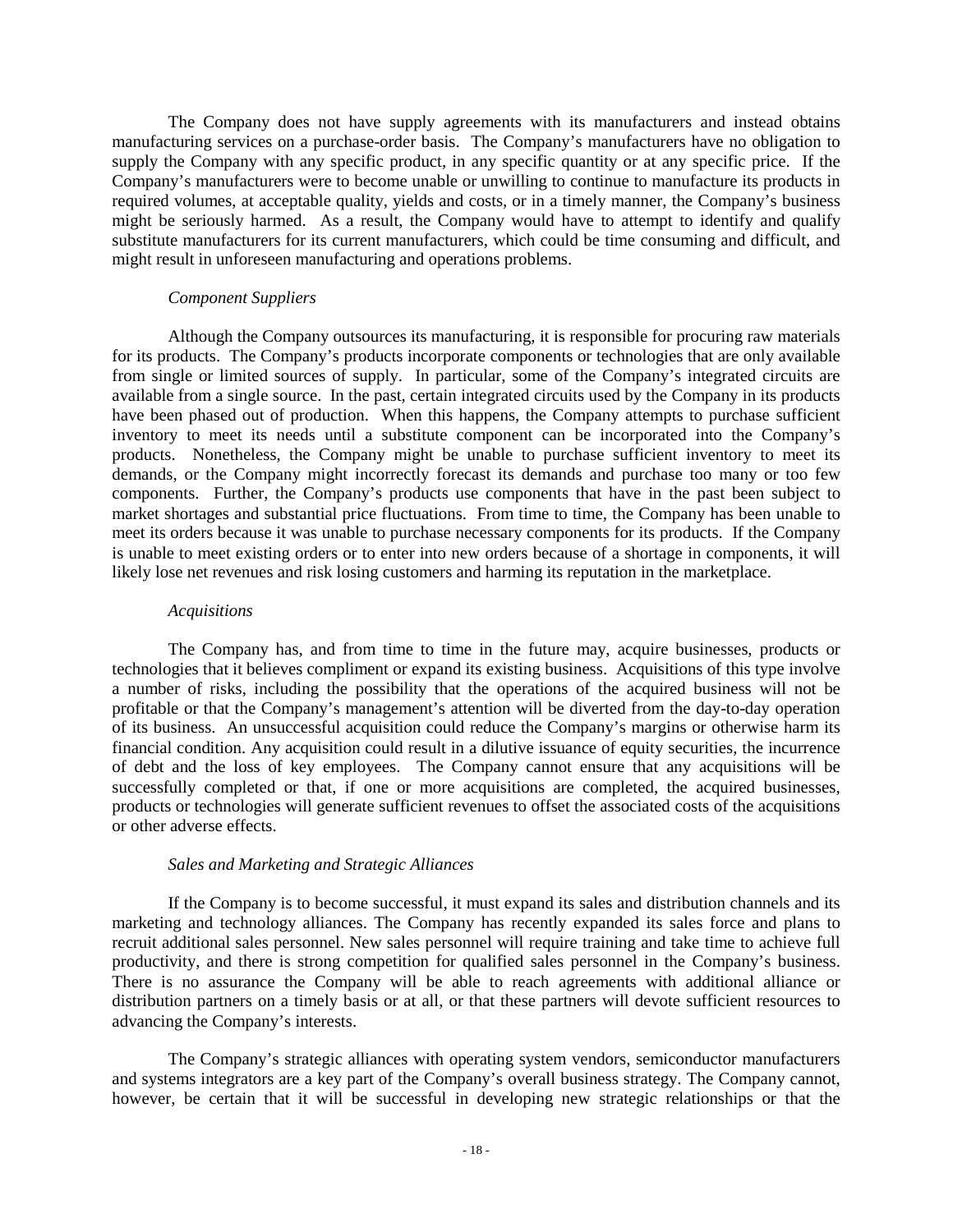The Company does not have supply agreements with its manufacturers and instead obtains manufacturing services on a purchase-order basis. The Company's manufacturers have no obligation to supply the Company with any specific product, in any specific quantity or at any specific price. If the Company's manufacturers were to become unable or unwilling to continue to manufacture its products in required volumes, at acceptable quality, yields and costs, or in a timely manner, the Company's business might be seriously harmed. As a result, the Company would have to attempt to identify and qualify substitute manufacturers for its current manufacturers, which could be time consuming and difficult, and might result in unforeseen manufacturing and operations problems.

*Component Suppliers*

Although the Company outsources its manufacturing, it is responsible for procuring raw materials for its products. The Company's products incorporate components or technologies that are only available from single or limited sources of supply. In particular, some of the Company's integrated circuits are available from a single source. In the past, certain integrated circuits used by the Company in its products have been phased out of production. When this happens, the Company attempts to purchase sufficient inventory to meet its needs until a substitute component can be incorporated into the Company's products. Nonetheless, the Company might be unable to purchase sufficient inventory to meet its demands, or the Company might incorrectly forecast its demands and purchase too many or too few components. Further, the Company's products use components that have in the past been subject to market shortages and substantial price fluctuations. From time to time, the Company has been unable to meet its orders because it was unable to purchase necessary components for its products. If the Company is unable to meet existing orders or to enter into new orders because of a shortage in components, it will likely lose net revenues and risk losing customers and harming its reputation in the marketplace.

*Acquisitions*

The Company has, and from time to time in the future may, acquire businesses, products or technologies that it believes compliment or expand its existing business. Acquisitions of this type involve a number of risks, including the possibility that the operations of the acquired business will not be profitable or that the Company's management's attention will be diverted from the day-to-day operation of its business. An unsuccessful acquisition could reduce the Company's margins or otherwise harm its financial condition. Any acquisition could result in a dilutive issuance of equity securities, the incurrence of debt and the loss of key employees. The Company cannot ensure that any acquisitions will be successfully completed or that, if one or more acquisitions are completed, the acquired businesses, products or technologies will generate sufficient revenues to offset the associated costs of the acquisitions or other adverse effects.

*Sales and Marketing and Strategic Alliances*

If the Company is to become successful, it must expand its sales and distribution channels and its marketing and technology alliances. The Company has recently expanded its sales force and plans to recruit additional sales personnel. New sales personnel will require training and take time to achieve full productivity, and there is strong competition for qualified sales personnel in the Company's business. There is no assurance the Company will be able to reach agreements with additional alliance or distribution partners on a timely basis or at all, or that these partners will devote sufficient resources to advancing the Company's interests.

The Company's strategic alliances with operating system vendors, semiconductor manufacturers and systems integrators are a key part of the Company's overall business strategy. The Company cannot, however, be certain that it will be successful in developing new strategic relationships or that the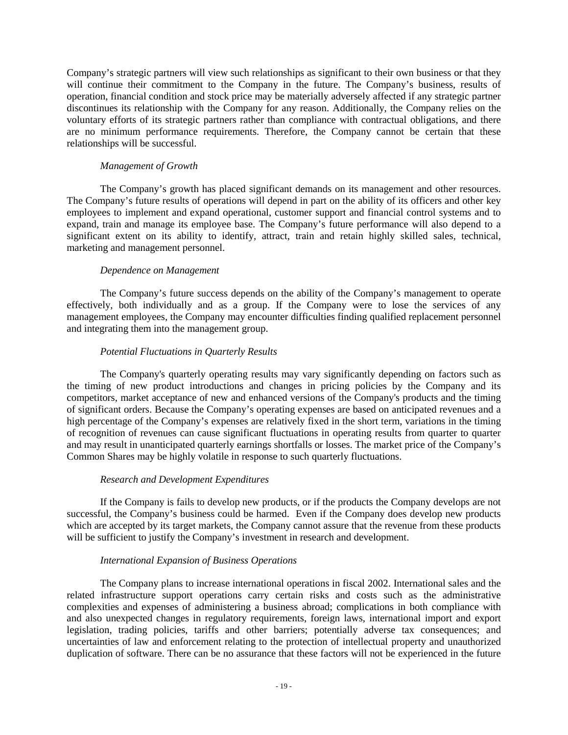Company's strategic partners will view such relationships as significant to their own business or that they will continue their commitment to the Company in the future. The Company's business, results of operation, financial condition and stock price may be materially adversely affected if any strategic partner discontinues its relationship with the Company for any reason. Additionally, the Company relies on the voluntary efforts of its strategic partners rather than compliance with contractual obligations, and there are no minimum performance requirements. Therefore, the Company cannot be certain that these relationships will be successful.

*Management of Growth*

The Company's growth has placed significant demands on its management and other resources. The Company's future results of operations will depend in part on the ability of its officers and other key employees to implement and expand operational, customer support and financial control systems and to expand, train and manage its employee base. The Company's future performance will also depend to a significant extent on its ability to identify, attract, train and retain highly skilled sales, technical, marketing and management personnel.

*Dependence on Management*

The Company's future success depends on the ability of the Company's management to operate effectively, both individually and as a group. If the Company were to lose the services of any management employees, the Company may encounter difficulties finding qualified replacement personnel and integrating them into the management group.

*Potential Fluctuations in Quarterly Results*

The Company's quarterly operating results may vary significantly depending on factors such as the timing of new product introductions and changes in pricing policies by the Company and its competitors, market acceptance of new and enhanced versions of the Company's products and the timing of significant orders. Because the Company's operating expenses are based on anticipated revenues and a high percentage of the Company's expenses are relatively fixed in the short term, variations in the timing of recognition of revenues can cause significant fluctuations in operating results from quarter to quarter and may result in unanticipated quarterly earnings shortfalls or losses. The market price of the Company's Common Shares may be highly volatile in response to such quarterly fluctuations.

*Research and Development Expenditures*

If the Company is fails to develop new products, or if the products the Company develops are not successful, the Company's business could be harmed. Even if the Company does develop new products which are accepted by its target markets, the Company cannot assure that the revenue from these products will be sufficient to justify the Company's investment in research and development.

*International Expansion of Business Operations*

The Company plans to increase international operations in fiscal 2002. International sales and the related infrastructure support operations carry certain risks and costs such as the administrative complexities and expenses of administering a business abroad; complications in both compliance with and also unexpected changes in regulatory requirements, foreign laws, international import and export legislation, trading policies, tariffs and other barriers; potentially adverse tax consequences; and uncertainties of law and enforcement relating to the protection of intellectual property and unauthorized duplication of software. There can be no assurance that these factors will not be experienced in the future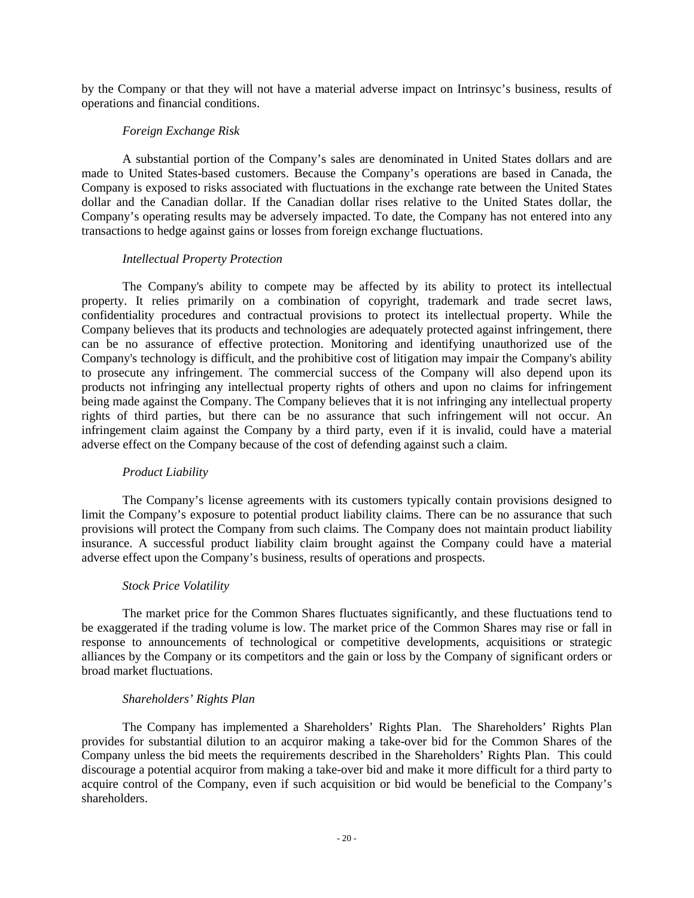by the Company or that they will not have a material adverse impact on Intrinsyc's business, results of operations and financial conditions.

*Foreign Exchange Risk*

A substantial portion of the Company's sales are denominated in United States dollars and are made to United States-based customers. Because the Company's operations are based in Canada, the Company is exposed to risks associated with fluctuations in the exchange rate between the United States dollar and the Canadian dollar. If the Canadian dollar rises relative to the United States dollar, the Company's operating results may be adversely impacted. To date, the Company has not entered into any transactions to hedge against gains or losses from foreign exchange fluctuations.

*Intellectual Property Protection*

The Company's ability to compete may be affected by its ability to protect its intellectual property. It relies primarily on a combination of copyright, trademark and trade secret laws, confidentiality procedures and contractual provisions to protect its intellectual property. While the Company believes that its products and technologies are adequately protected against infringement, there can be no assurance of effective protection. Monitoring and identifying unauthorized use of the Company's technology is difficult, and the prohibitive cost of litigation may impair the Company's ability to prosecute any infringement. The commercial success of the Company will also depend upon its products not infringing any intellectual property rights of others and upon no claims for infringement being made against the Company. The Company believes that it is not infringing any intellectual property rights of third parties, but there can be no assurance that such infringement will not occur. An infringement claim against the Company by a third party, even if it is invalid, could have a material adverse effect on the Company because of the cost of defending against such a claim.

*Product Liability*

The Company's license agreements with its customers typically contain provisions designed to limit the Company's exposure to potential product liability claims. There can be no assurance that such provisions will protect the Company from such claims. The Company does not maintain product liability insurance. A successful product liability claim brought against the Company could have a material adverse effect upon the Company's business, results of operations and prospects.

*Stock Price Volatility*

The market price for the Common Shares fluctuates significantly, and these fluctuations tend to be exaggerated if the trading volume is low. The market price of the Common Shares may rise or fall in response to announcements of technological or competitive developments, acquisitions or strategic alliances by the Company or its competitors and the gain or loss by the Company of significant orders or broad market fluctuations.

*Shareholders' Rights Plan*

The Company has implemented a Shareholders' Rights Plan. The Shareholders' Rights Plan provides for substantial dilution to an acquiror making a take-over bid for the Common Shares of the Company unless the bid meets the requirements described in the Shareholders' Rights Plan. This could discourage a potential acquiror from making a take-over bid and make it more difficult for a third party to acquire control of the Company, even if such acquisition or bid would be beneficial to the Company's shareholders.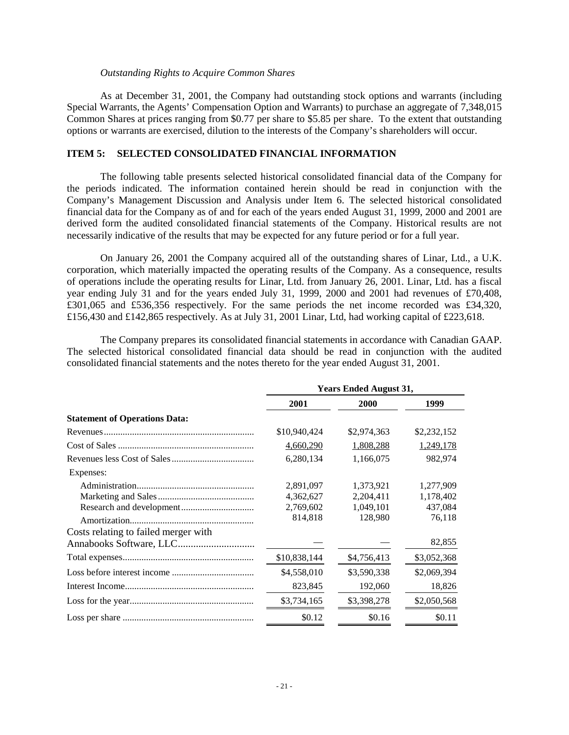*Outstanding Rights to Acquire Common Shares*

As at December 31, 2001, the Company had outstanding stock options and warrants (including Special Warrants, the Agents' Compensation Option and Warrants) to purchase an aggregate of 7,348,015 Common Shares at prices ranging from $0.77 per share to $5.85 per share. To the extent that outstanding options or warrants are exercised, dilution to the interests of the Company's shareholders will occur.

## ITEM 5: SELECTED CONSOLIDATED FINANCIAL INFORMATION

The following table presents selected historical consolidated financial data of the Company for the periods indicated. The information contained herein should be read in conjunction with the Company's Management Discussion and Analysis under Item 6. The selected historical consolidated financial data for the Company as of and for each of the years ended August 31, 1999, 2000 and 2001 are derived form the audited consolidated financial statements of the Company. Historical results are not necessarily indicative of the results that may be expected for any future period or for a full year.

On January 26, 2001 the Company acquired all of the outstanding shares of Linar, Ltd., a U.K. corporation, which materially impacted the operating results of the Company. As a consequence, results of operations include the operating results for Linar, Ltd. from January 26, 2001. Linar, Ltd. has a fiscal year ending July 31 and for the years ended July 31, 1999, 2000 and 2001 had revenues of £70,408, £301,065 and £536,356 respectively. For the same periods the net income recorded was £34,320, £156,430 and £142,865 respectively. As at July 31, 2001 Linar, Ltd, had working capital of £223,618.

The Company prepares its consolidated financial statements in accordance with Canadian GAAP. The selected historical consolidated financial data should be read in conjunction with the audited consolidated financial statements and the notes thereto for the year ended August 31, 2001.

| | Years Ended August 31, | | |
|---|---|---|---|
| | 2001 | 2000 | 1999 |
| **Statement of Operations Data:** | | | |
| Revenues | $10,940,424 | $2,974,363 | $2,232,152 |
| Cost of Sales | 4,660,290 | 1,808,288 | 1,249,178 |
| Revenues less Cost of Sales | 6,280,134 | 1,166,075 | 982,974 |
| Expenses: | | | |
| Administration | 2,891,097 | 1,373,921 | 1,277,909 |
| Marketing and Sales | 4,362,627 | 2,204,411 | 1,178,402 |
| Research and development | 2,769,602 | 1,049,101 | 437,084 |
| Amortization | 814,818 | 128,980 | 76,118 |
| Costs relating to failed merger with Annabooks Software, LLC | — | — | 82,855 |
| Total expenses | $10,838,144 | $4,756,413 | $3,052,368 |
| Loss before interest income | $4,558,010 | $3,590,338 | $2,069,394 |
| Interest Income | 823,845 | 192,060 | 18,826 |
| Loss for the year | $3,734,165 | $3,398,278 | $2,050,568 |
| Loss per share | $0.12 | $0.16 | $0.11 |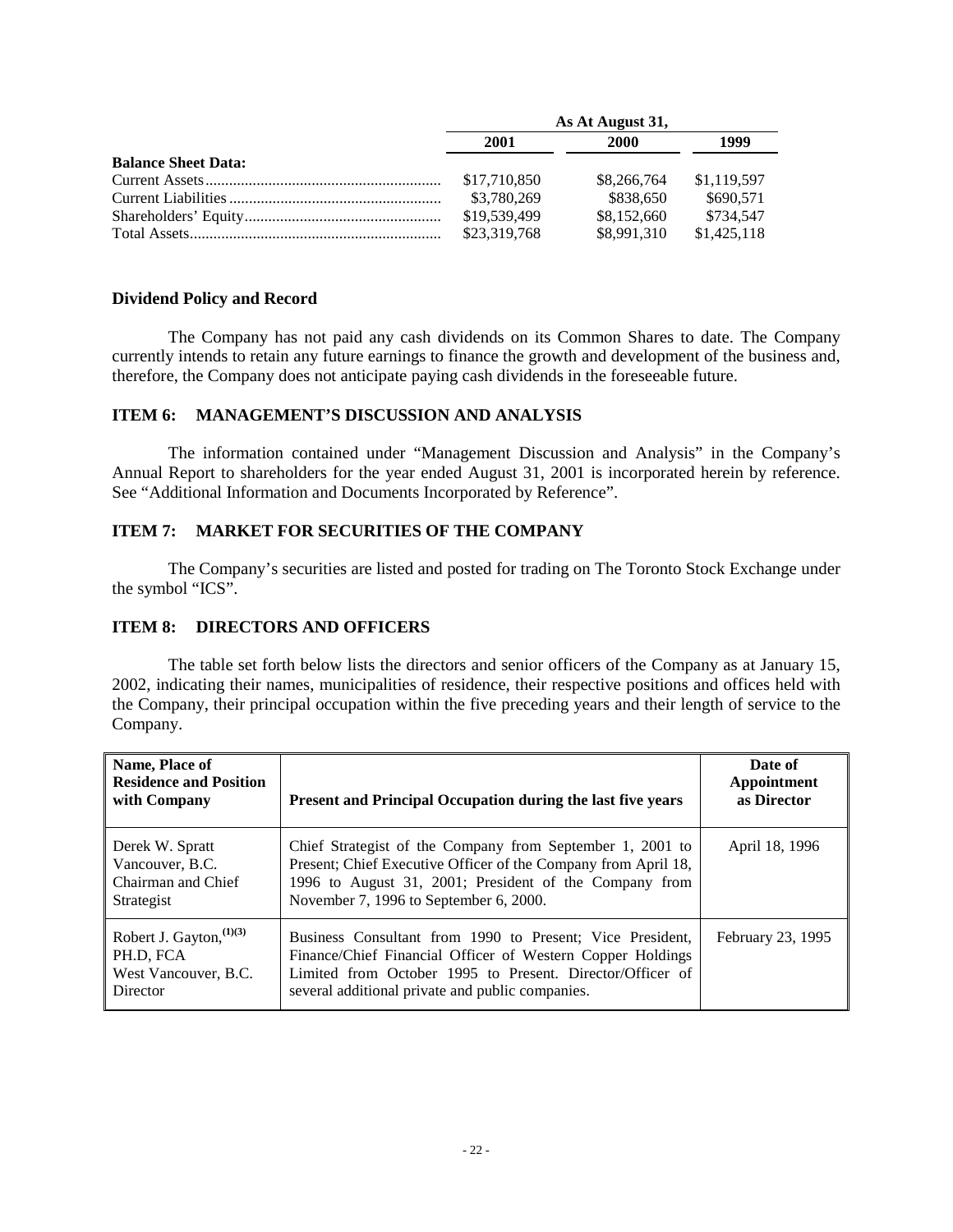| | As At August 31, | | |
|---|---|---|---|
| | 2001 | 2000 | 1999 |
| **Balance Sheet Data:** | | | |
| Current Assets | \$17,710,850 | \$8,266,764 | \$1,119,597 |
| Current Liabilities | \$3,780,269 | \$838,650 | \$690,571 |
| Shareholders' Equity | \$19,539,499 | \$8,152,660 | \$734,547 |
| Total Assets | \$23,319,768 | \$8,991,310 | \$1,425,118 |

### Dividend Policy and Record

The Company has not paid any cash dividends on its Common Shares to date. The Company currently intends to retain any future earnings to finance the growth and development of the business and, therefore, the Company does not anticipate paying cash dividends in the foreseeable future.

## ITEM 6: MANAGEMENT'S DISCUSSION AND ANALYSIS

The information contained under "Management Discussion and Analysis" in the Company's Annual Report to shareholders for the year ended August 31, 2001 is incorporated herein by reference. See "Additional Information and Documents Incorporated by Reference".

## ITEM 7: MARKET FOR SECURITIES OF THE COMPANY

The Company's securities are listed and posted for trading on The Toronto Stock Exchange under the symbol "ICS".

## ITEM 8: DIRECTORS AND OFFICERS

The table set forth below lists the directors and senior officers of the Company as at January 15, 2002, indicating their names, municipalities of residence, their respective positions and offices held with the Company, their principal occupation within the five preceding years and their length of service to the Company.

| Name, Place of Residence and Position with Company | Present and Principal Occupation during the last five years | Date of Appointment as Director |
|---|---|---|
| Derek W. Spratt<br>Vancouver, B.C.<br>Chairman and Chief Strategist | Chief Strategist of the Company from September 1, 2001 to Present; Chief Executive Officer of the Company from April 18, 1996 to August 31, 2001; President of the Company from November 7, 1996 to September 6, 2000. | April 18, 1996 |
| Robert J. Gayton,[(1)(3)]<br>PH.D, FCA<br>West Vancouver, B.C.<br>Director | Business Consultant from 1990 to Present; Vice President, Finance/Chief Financial Officer of Western Copper Holdings Limited from October 1995 to Present. Director/Officer of several additional private and public companies. | February 23, 1995 |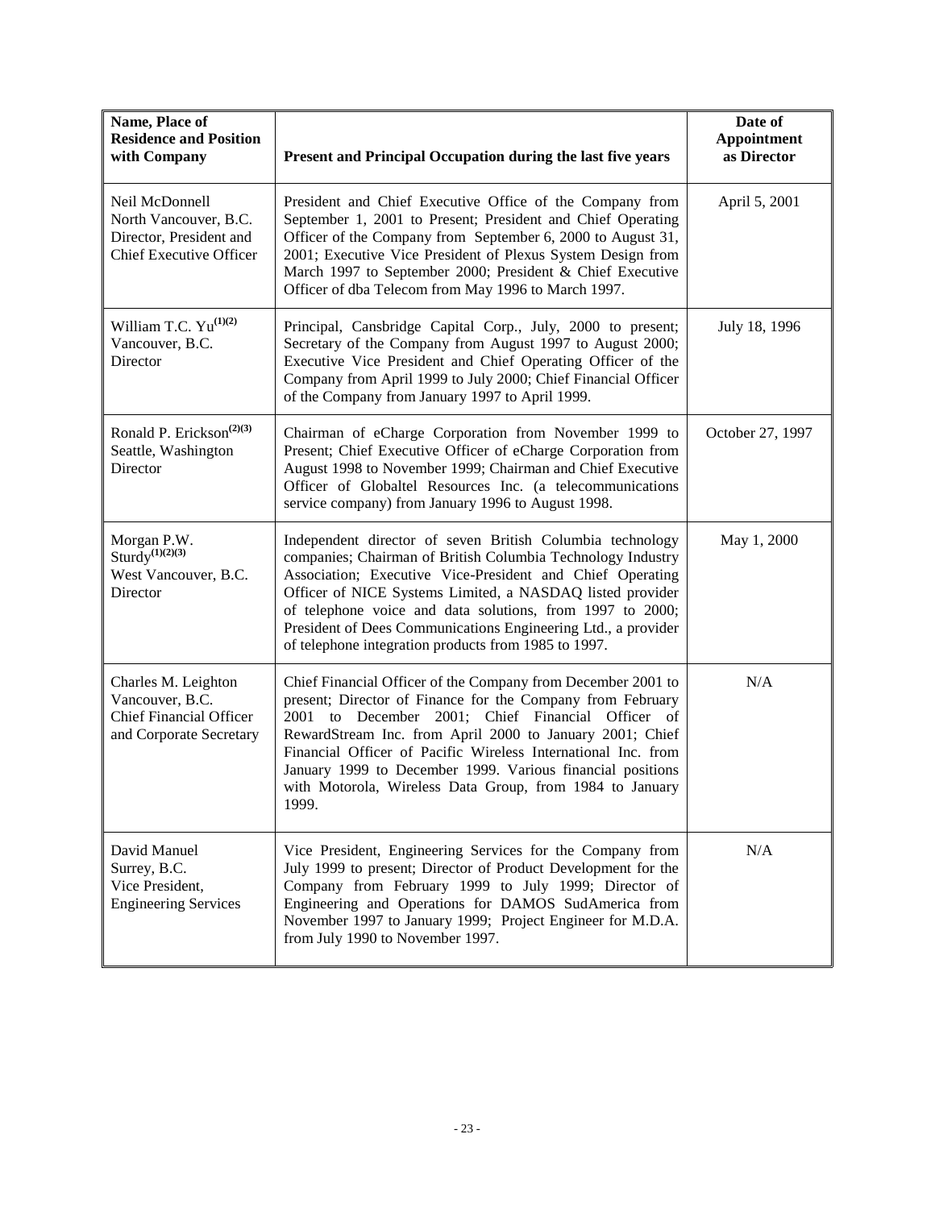| Name, Place of Residence and Position with Company | Present and Principal Occupation during the last five years | Date of Appointment as Director |
|---|---|---|
| Neil McDonnell<br>North Vancouver, B.C.<br>Director, President and Chief Executive Officer | President and Chief Executive Office of the Company from September 1, 2001 to Present; President and Chief Operating Officer of the Company from September 6, 2000 to August 31, 2001; Executive Vice President of Plexus System Design from March 1997 to September 2000; President & Chief Executive Officer of dba Telecom from May 1996 to March 1997. | April 5, 2001 |
| William T.C. Yu[(1)(2)]<br>Vancouver, B.C.<br>Director | Principal, Cansbridge Capital Corp., July, 2000 to present; Secretary of the Company from August 1997 to August 2000; Executive Vice President and Chief Operating Officer of the Company from April 1999 to July 2000; Chief Financial Officer of the Company from January 1997 to April 1999. | July 18, 1996 |
| Ronald P. Erickson[(2)(3)]<br>Seattle, Washington<br>Director | Chairman of eCharge Corporation from November 1999 to Present; Chief Executive Officer of eCharge Corporation from August 1998 to November 1999; Chairman and Chief Executive Officer of Globaltel Resources Inc. (a telecommunications service company) from January 1996 to August 1998. | October 27, 1997 |
| Morgan P.W. Sturdy[(1)(2)(3)]<br>West Vancouver, B.C.<br>Director | Independent director of seven British Columbia technology companies; Chairman of British Columbia Technology Industry Association; Executive Vice-President and Chief Operating Officer of NICE Systems Limited, a NASDAQ listed provider of telephone voice and data solutions, from 1997 to 2000; President of Dees Communications Engineering Ltd., a provider of telephone integration products from 1985 to 1997. | May 1, 2000 |
| Charles M. Leighton<br>Vancouver, B.C.<br>Chief Financial Officer and Corporate Secretary | Chief Financial Officer of the Company from December 2001 to present; Director of Finance for the Company from February 2001 to December 2001; Chief Financial Officer of RewardStream Inc. from April 2000 to January 2001; Chief Financial Officer of Pacific Wireless International Inc. from January 1999 to December 1999. Various financial positions with Motorola, Wireless Data Group, from 1984 to January 1999. | N/A |
| David Manuel<br>Surrey, B.C.<br>Vice President, Engineering Services | Vice President, Engineering Services for the Company from July 1999 to present; Director of Product Development for the Company from February 1999 to July 1999; Director of Engineering and Operations for DAMOS SudAmerica from November 1997 to January 1999; Project Engineer for M.D.A. from July 1990 to November 1997. | N/A |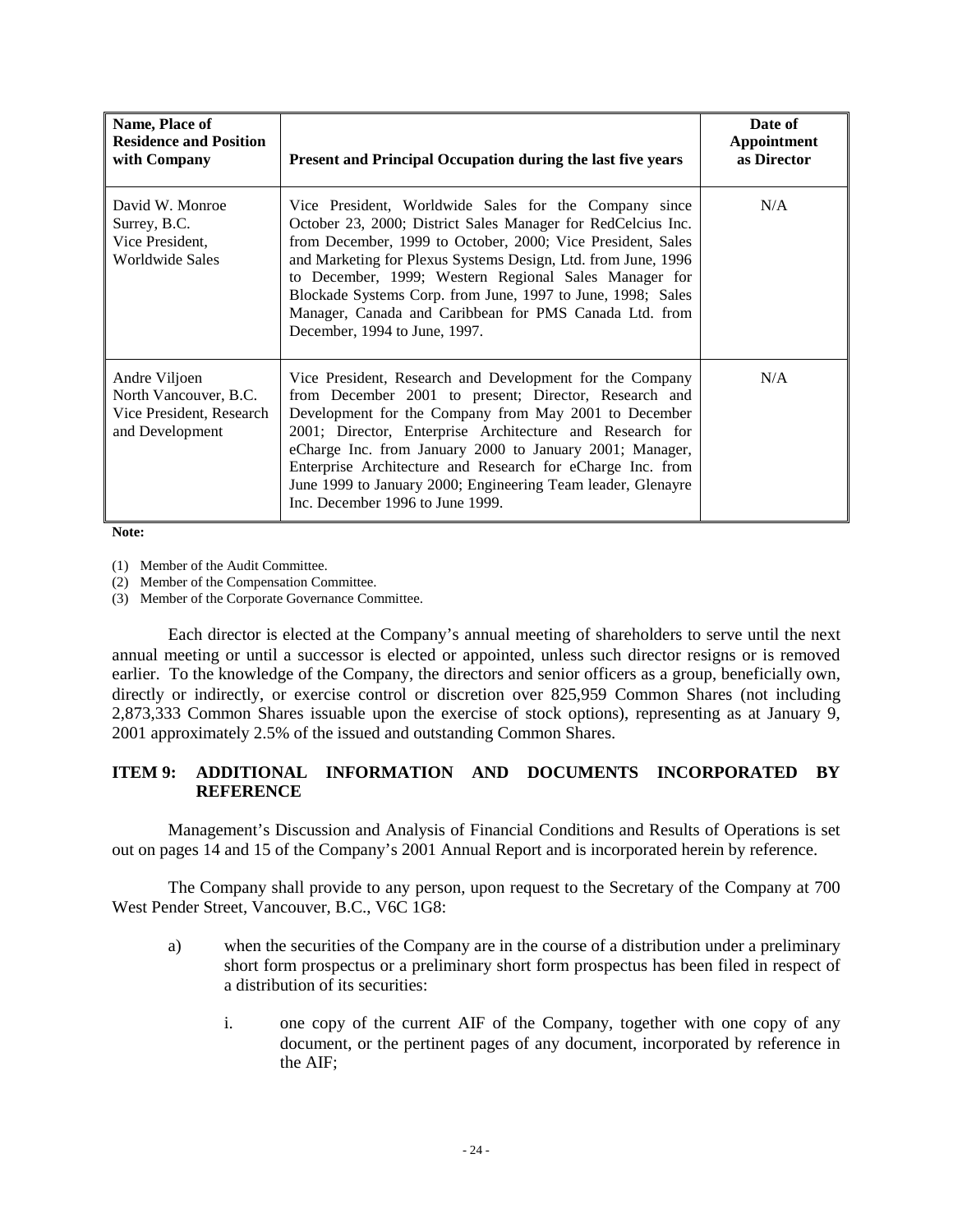| Name, Place of Residence and Position with Company | Present and Principal Occupation during the last five years | Date of Appointment as Director |
|---|---|---|
| David W. Monroe<br>Surrey, B.C.<br>Vice President, Worldwide Sales | Vice President, Worldwide Sales for the Company since October 23, 2000; District Sales Manager for RedCelcius Inc. from December, 1999 to October, 2000; Vice President, Sales and Marketing for Plexus Systems Design, Ltd. from June, 1996 to December, 1999; Western Regional Sales Manager for Blockade Systems Corp. from June, 1997 to June, 1998; Sales Manager, Canada and Caribbean for PMS Canada Ltd. from December, 1994 to June, 1997. | N/A |
| Andre Viljoen<br>North Vancouver, B.C.<br>Vice President, Research and Development | Vice President, Research and Development for the Company from December 2001 to present; Director, Research and Development for the Company from May 2001 to December 2001; Director, Enterprise Architecture and Research for eCharge Inc. from January 2000 to January 2001; Manager, Enterprise Architecture and Research for eCharge Inc. from June 1999 to January 2000; Engineering Team leader, Glenayre Inc. December 1996 to June 1999. | N/A |

**Note:**

(1) Member of the Audit Committee.
(2) Member of the Compensation Committee.
(3) Member of the Corporate Governance Committee.

Each director is elected at the Company's annual meeting of shareholders to serve until the next annual meeting or until a successor is elected or appointed, unless such director resigns or is removed earlier. To the knowledge of the Company, the directors and senior officers as a group, beneficially own, directly or indirectly, or exercise control or discretion over 825,959 Common Shares (not including 2,873,333 Common Shares issuable upon the exercise of stock options), representing as at January 9, 2001 approximately 2.5% of the issued and outstanding Common Shares.

## ITEM 9: ADDITIONAL INFORMATION AND DOCUMENTS INCORPORATED BY REFERENCE

Management's Discussion and Analysis of Financial Conditions and Results of Operations is set out on pages 14 and 15 of the Company's 2001 Annual Report and is incorporated herein by reference.

The Company shall provide to any person, upon request to the Secretary of the Company at 700 West Pender Street, Vancouver, B.C., V6C 1G8:

a) when the securities of the Company are in the course of a distribution under a preliminary short form prospectus or a preliminary short form prospectus has been filed in respect of a distribution of its securities:

   i. one copy of the current AIF of the Company, together with one copy of any document, or the pertinent pages of any document, incorporated by reference in the AIF;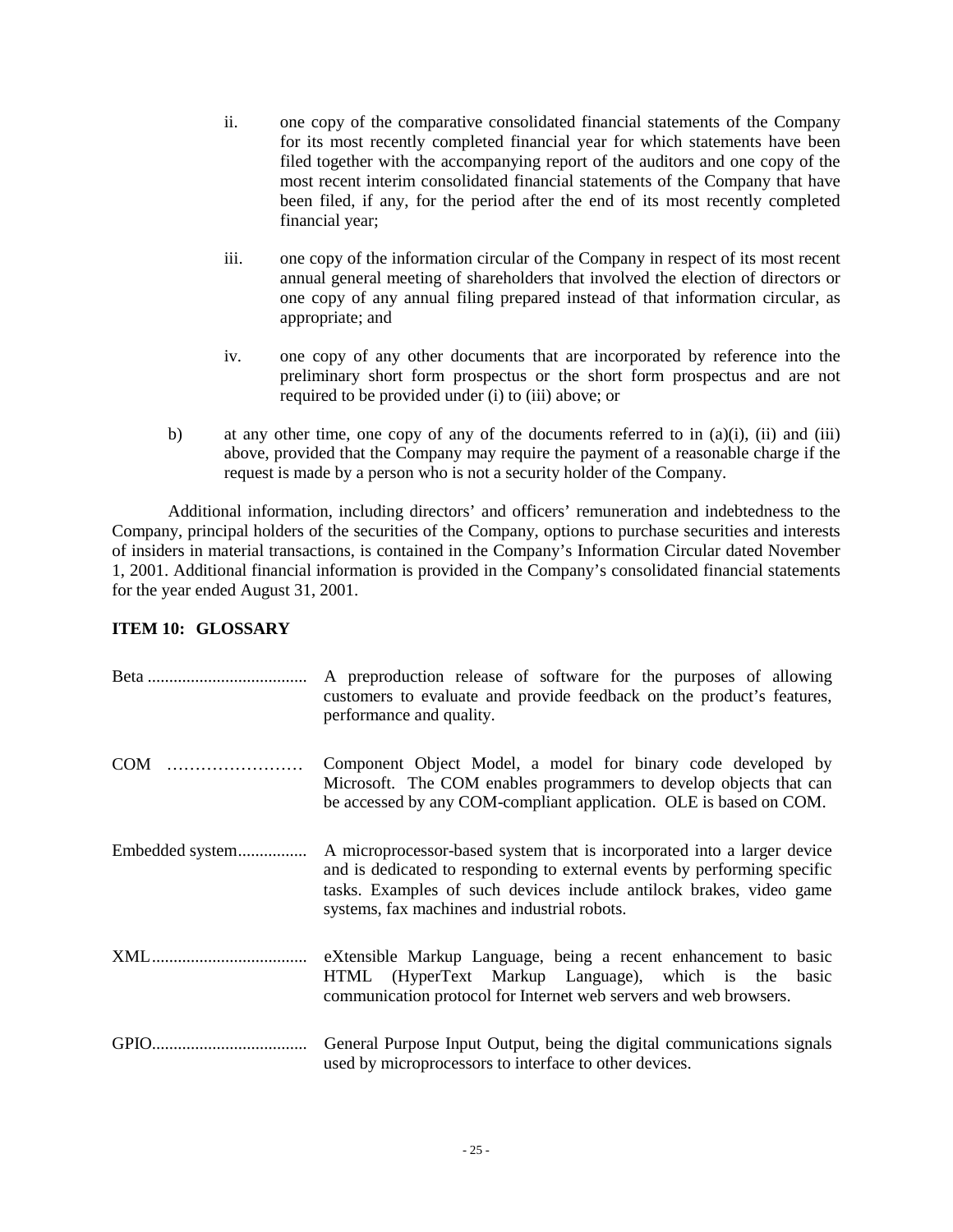ii. one copy of the comparative consolidated financial statements of the Company for its most recently completed financial year for which statements have been filed together with the accompanying report of the auditors and one copy of the most recent interim consolidated financial statements of the Company that have been filed, if any, for the period after the end of its most recently completed financial year;

iii. one copy of the information circular of the Company in respect of its most recent annual general meeting of shareholders that involved the election of directors or one copy of any annual filing prepared instead of that information circular, as appropriate; and

iv. one copy of any other documents that are incorporated by reference into the preliminary short form prospectus or the short form prospectus and are not required to be provided under (i) to (iii) above; or

b) at any other time, one copy of any of the documents referred to in (a)(i), (ii) and (iii) above, provided that the Company may require the payment of a reasonable charge if the request is made by a person who is not a security holder of the Company.

Additional information, including directors' and officers' remuneration and indebtedness to the Company, principal holders of the securities of the Company, options to purchase securities and interests of insiders in material transactions, is contained in the Company's Information Circular dated November 1, 2001. Additional financial information is provided in the Company's consolidated financial statements for the year ended August 31, 2001.

## ITEM 10: GLOSSARY

| | |
|---|---|
| Beta | A preproduction release of software for the purposes of allowing customers to evaluate and provide feedback on the product's features, performance and quality. |
| COM | Component Object Model, a model for binary code developed by Microsoft. The COM enables programmers to develop objects that can be accessed by any COM-compliant application. OLE is based on COM. |
| Embedded system | A microprocessor-based system that is incorporated into a larger device and is dedicated to responding to external events by performing specific tasks. Examples of such devices include antilock brakes, video game systems, fax machines and industrial robots. |
| XML | eXtensible Markup Language, being a recent enhancement to basic HTML (HyperText Markup Language), which is the basic communication protocol for Internet web servers and web browsers. |
| GPIO | General Purpose Input Output, being the digital communications signals used by microprocessors to interface to other devices. |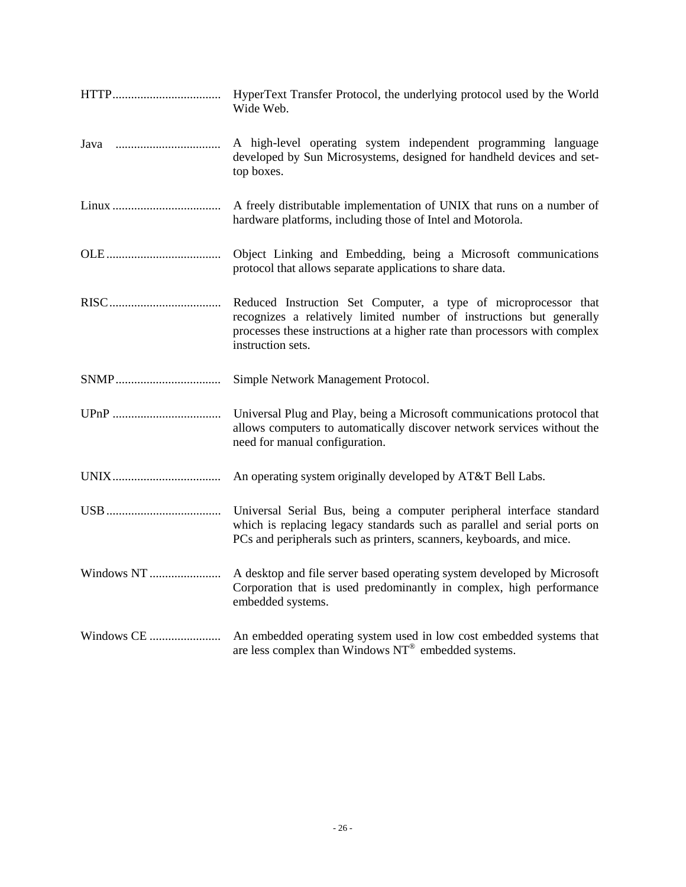HTTP.................................. HyperText Transfer Protocol, the underlying protocol used by the World Wide Web.

Java ................................. A high-level operating system independent programming language developed by Sun Microsystems, designed for handheld devices and set-top boxes.

Linux .................................. A freely distributable implementation of UNIX that runs on a number of hardware platforms, including those of Intel and Motorola.

OLE.................................... Object Linking and Embedding, being a Microsoft communications protocol that allows separate applications to share data.

RISC................................... Reduced Instruction Set Computer, a type of microprocessor that recognizes a relatively limited number of instructions but generally processes these instructions at a higher rate than processors with complex instruction sets.

SNMP................................. Simple Network Management Protocol.

UPnP .................................. Universal Plug and Play, being a Microsoft communications protocol that allows computers to automatically discover network services without the need for manual configuration.

UNIX.................................. An operating system originally developed by AT&T Bell Labs.

USB .................................... Universal Serial Bus, being a computer peripheral interface standard which is replacing legacy standards such as parallel and serial ports on PCs and peripherals such as printers, scanners, keyboards, and mice.

Windows NT ...................... A desktop and file server based operating system developed by Microsoft Corporation that is used predominantly in complex, high performance embedded systems.

Windows CE ...................... An embedded operating system used in low cost embedded systems that are less complex than Windows NT® embedded systems.